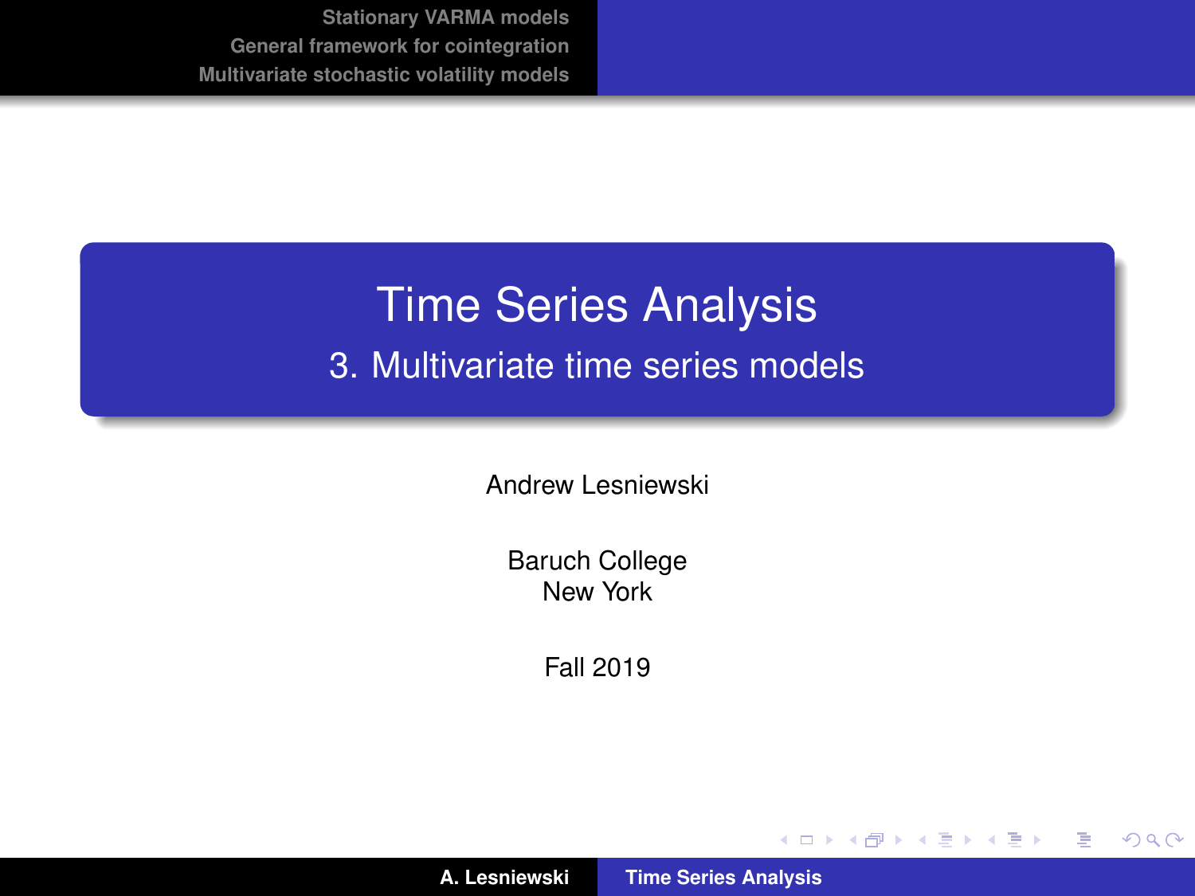# Time Series Analysis

## 3. Multivariate time series models

Andrew Lesniewski

Baruch College
New York

Fall 2019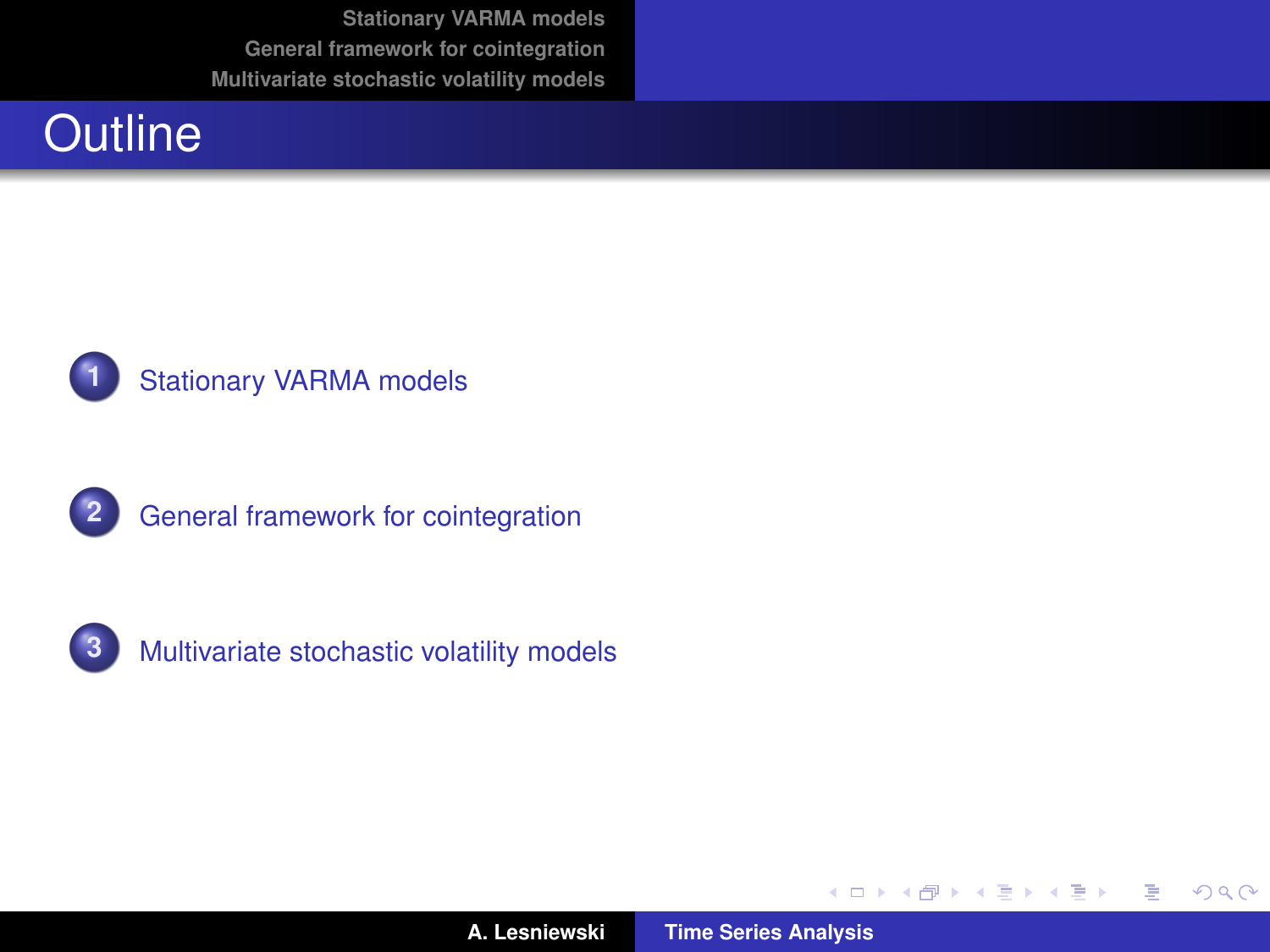# Outline

1. Stationary VARMA models

2. General framework for cointegration

3. Multivariate stochastic volatility models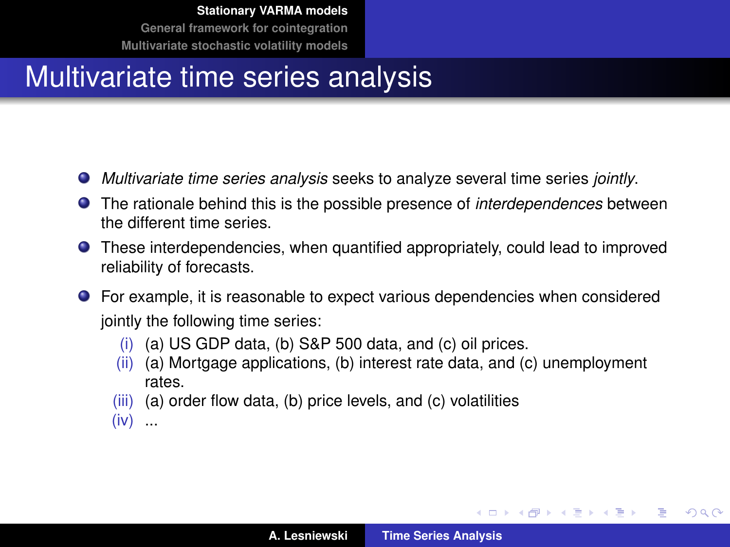# Multivariate time series analysis

- *Multivariate time series analysis* seeks to analyze several time series *jointly*.
- The rationale behind this is the possible presence of *interdependences* between the different time series.
- These interdependencies, when quantified appropriately, could lead to improved reliability of forecasts.
- For example, it is reasonable to expect various dependencies when considered jointly the following time series:
  - (i) (a) US GDP data, (b) S&P 500 data, and (c) oil prices.
  - (ii) (a) Mortgage applications, (b) interest rate data, and (c) unemployment rates.
  - (iii) (a) order flow data, (b) price levels, and (c) volatilities
  - (iv) ...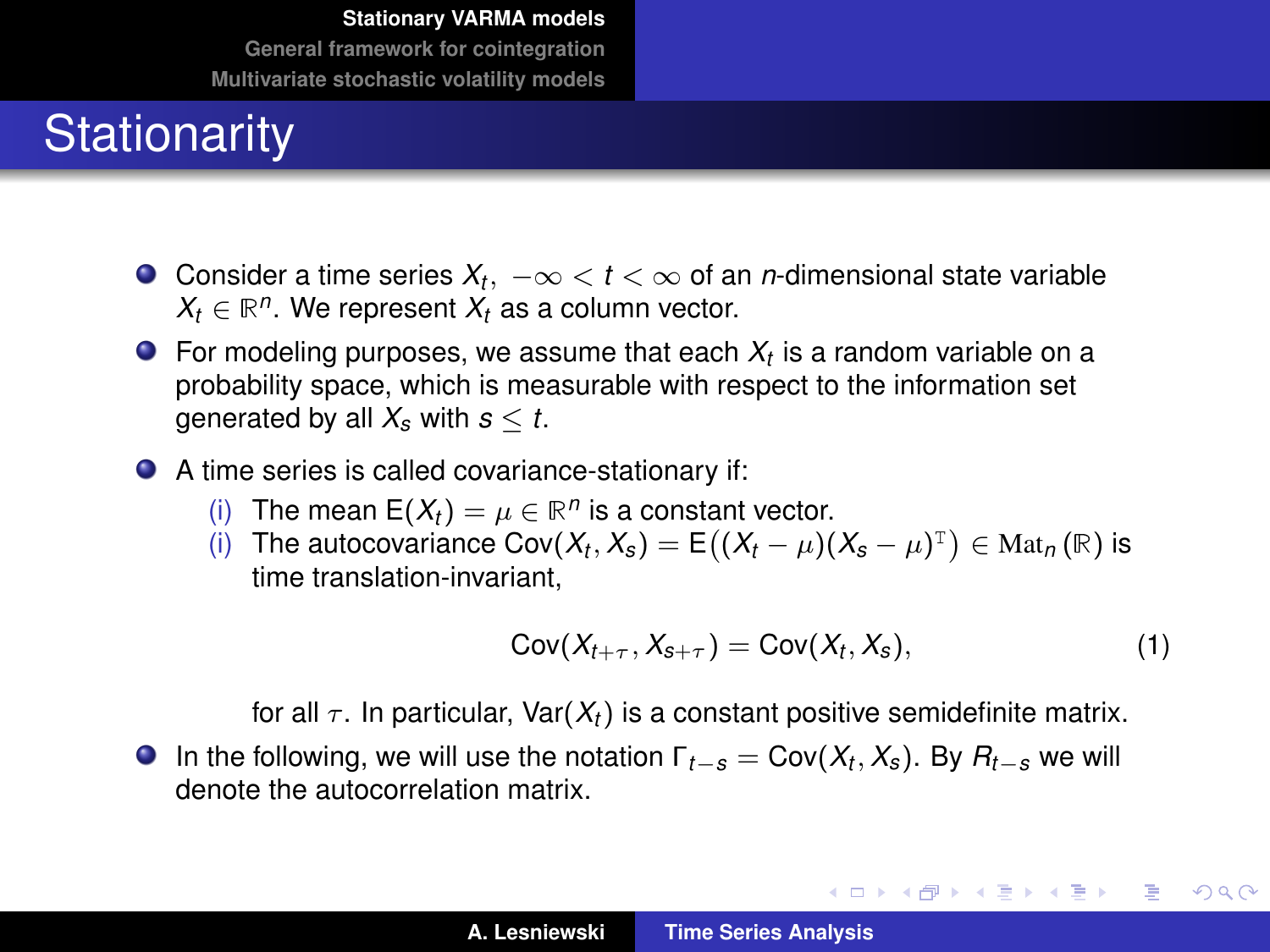# Stationarity

- Consider a time series $X_t, \ -\infty < t < \infty$ of an $n$-dimensional state variable $X_t \in \mathbb{R}^n$. We represent $X_t$ as a column vector.
- For modeling purposes, we assume that each $X_t$ is a random variable on a probability space, which is measurable with respect to the information set generated by all $X_s$ with $s \leq t$.
- A time series is called covariance-stationary if:
  - (i) The mean $\mathsf{E}(X_t) = \mu \in \mathbb{R}^n$ is a constant vector.
  - (i) The autocovariance $\mathsf{Cov}(X_t, X_s) = \mathsf{E}\big((X_t - \mu)(X_s - \mu)^{\mathrm{T}}\big) \in \mathrm{Mat}_n(\mathbb{R})$ is time translation-invariant,

$$\mathsf{Cov}(X_{t+\tau}, X_{s+\tau}) = \mathsf{Cov}(X_t, X_s), \tag{1}$$

    for all $\tau$. In particular, $\mathsf{Var}(X_t)$ is a constant positive semidefinite matrix.
- In the following, we will use the notation $\Gamma_{t-s} = \mathsf{Cov}(X_t, X_s)$. By $R_{t-s}$ we will denote the autocorrelation matrix.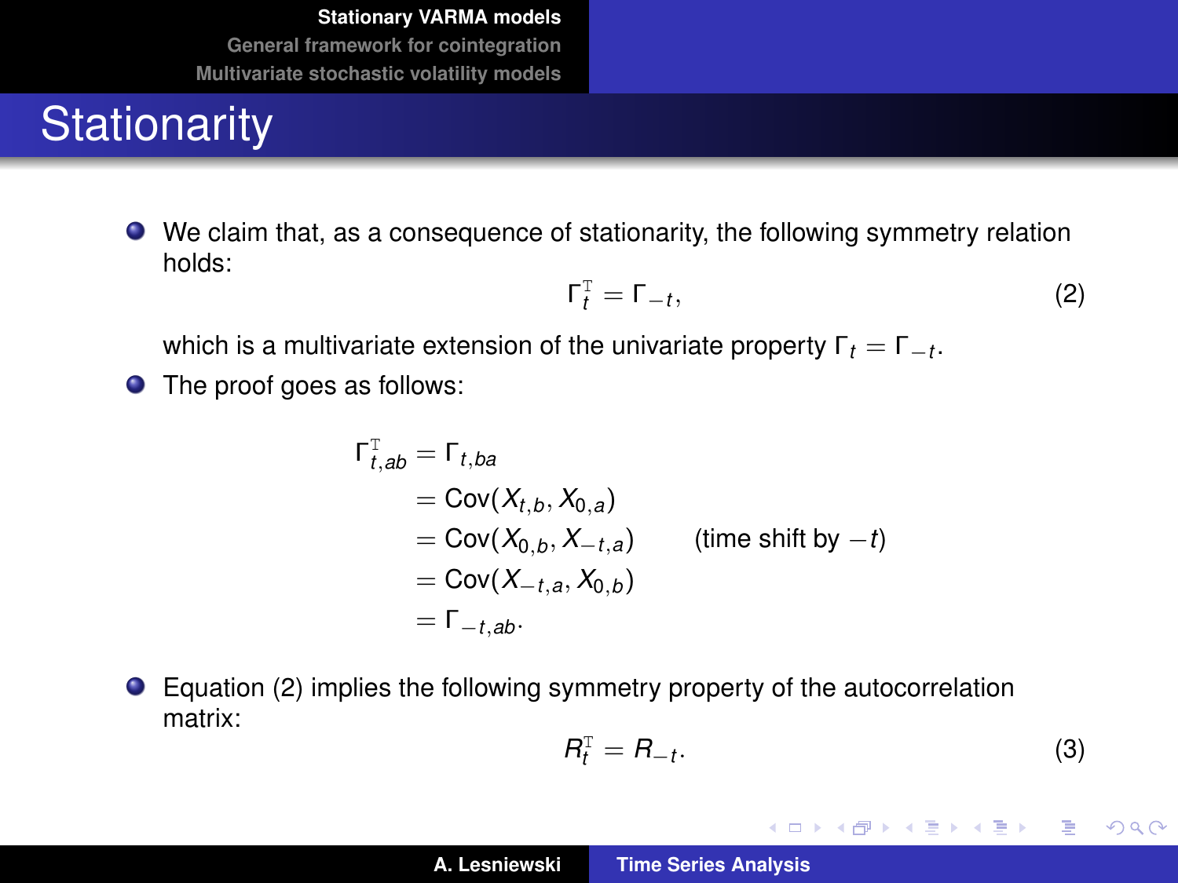# Stationarity

- We claim that, as a consequence of stationarity, the following symmetry relation holds:

$$\Gamma_t^{\mathrm{T}} = \Gamma_{-t}, \tag{2}$$

which is a multivariate extension of the univariate property $\Gamma_t = \Gamma_{-t}$.

- The proof goes as follows:

$$\begin{aligned}
\Gamma_{t,ab}^{\mathrm{T}} &= \Gamma_{t,ba} \\
&= \mathrm{Cov}(X_{t,b}, X_{0,a}) \\
&= \mathrm{Cov}(X_{0,b}, X_{-t,a}) \qquad \text{(time shift by } -t\text{)} \\
&= \mathrm{Cov}(X_{-t,a}, X_{0,b}) \\
&= \Gamma_{-t,ab}.
\end{aligned}$$

- Equation (2) implies the following symmetry property of the autocorrelation matrix:

$$R_t^{\mathrm{T}} = R_{-t}. \tag{3}$$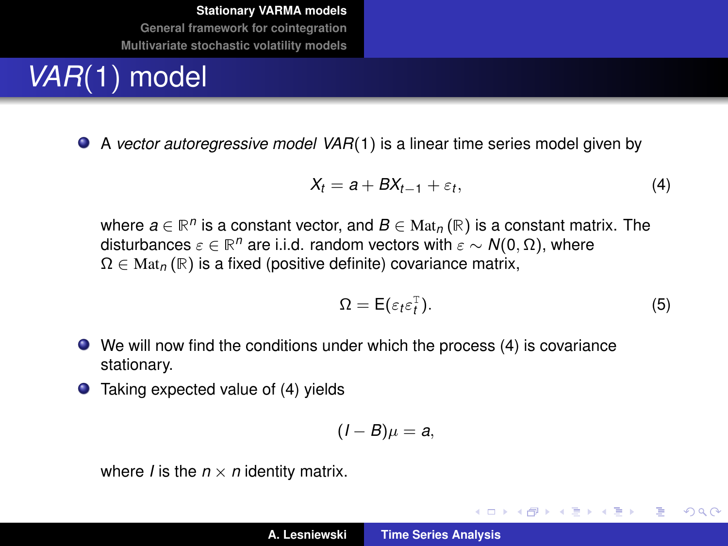# $VAR(1)$ model

- A *vector autoregressive model* $VAR(1)$ is a linear time series model given by

$$X_t = a + BX_{t-1} + \varepsilon_t, \tag{4}$$

where $a \in \mathbb{R}^n$ is a constant vector, and $B \in \mathrm{Mat}_n(\mathbb{R})$ is a constant matrix. The disturbances $\varepsilon \in \mathbb{R}^n$ are i.i.d. random vectors with $\varepsilon \sim N(0, \Omega)$, where $\Omega \in \mathrm{Mat}_n(\mathbb{R})$ is a fixed (positive definite) covariance matrix,

$$\Omega = \mathsf{E}(\varepsilon_t \varepsilon_t^{\mathrm{T}}). \tag{5}$$

- We will now find the conditions under which the process (4) is covariance stationary.
- Taking expected value of (4) yields

$$(I - B)\mu = a,$$

where $I$ is the $n \times n$ identity matrix.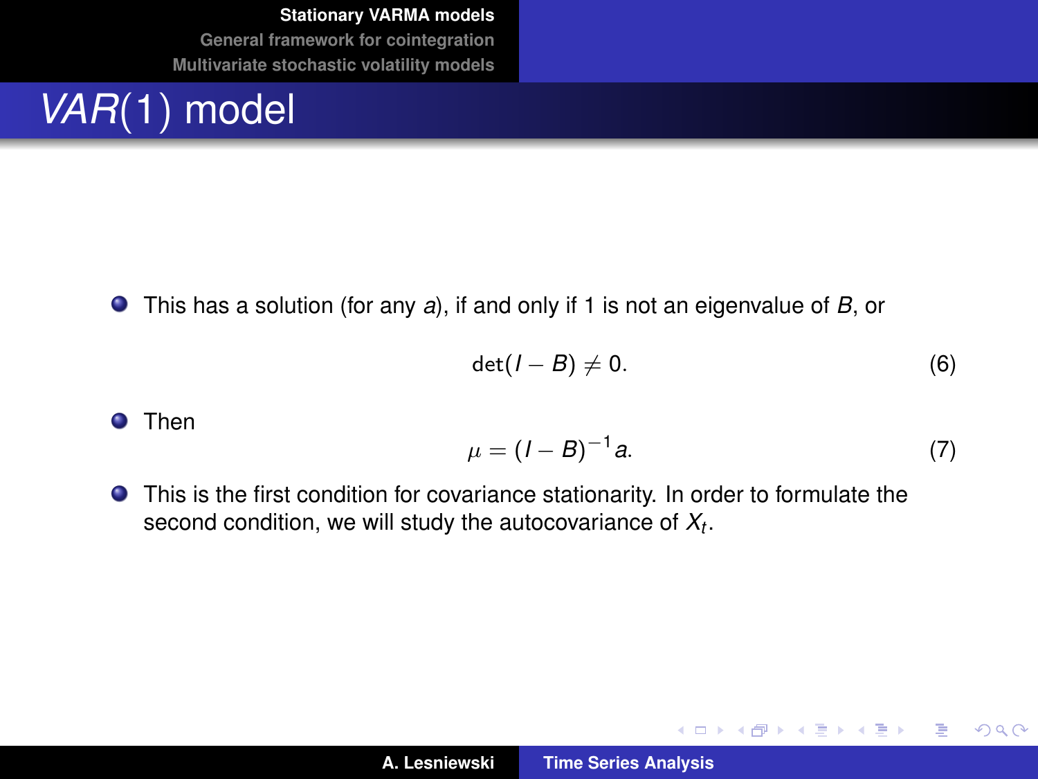# $VAR(1)$ model

- This has a solution (for any $a$), if and only if 1 is not an eigenvalue of $B$, or

$$\det(I - B) \neq 0. \tag{6}$$

- Then

$$\mu = (I - B)^{-1} a. \tag{7}$$

- This is the first condition for covariance stationarity. In order to formulate the second condition, we will study the autocovariance of $X_t$.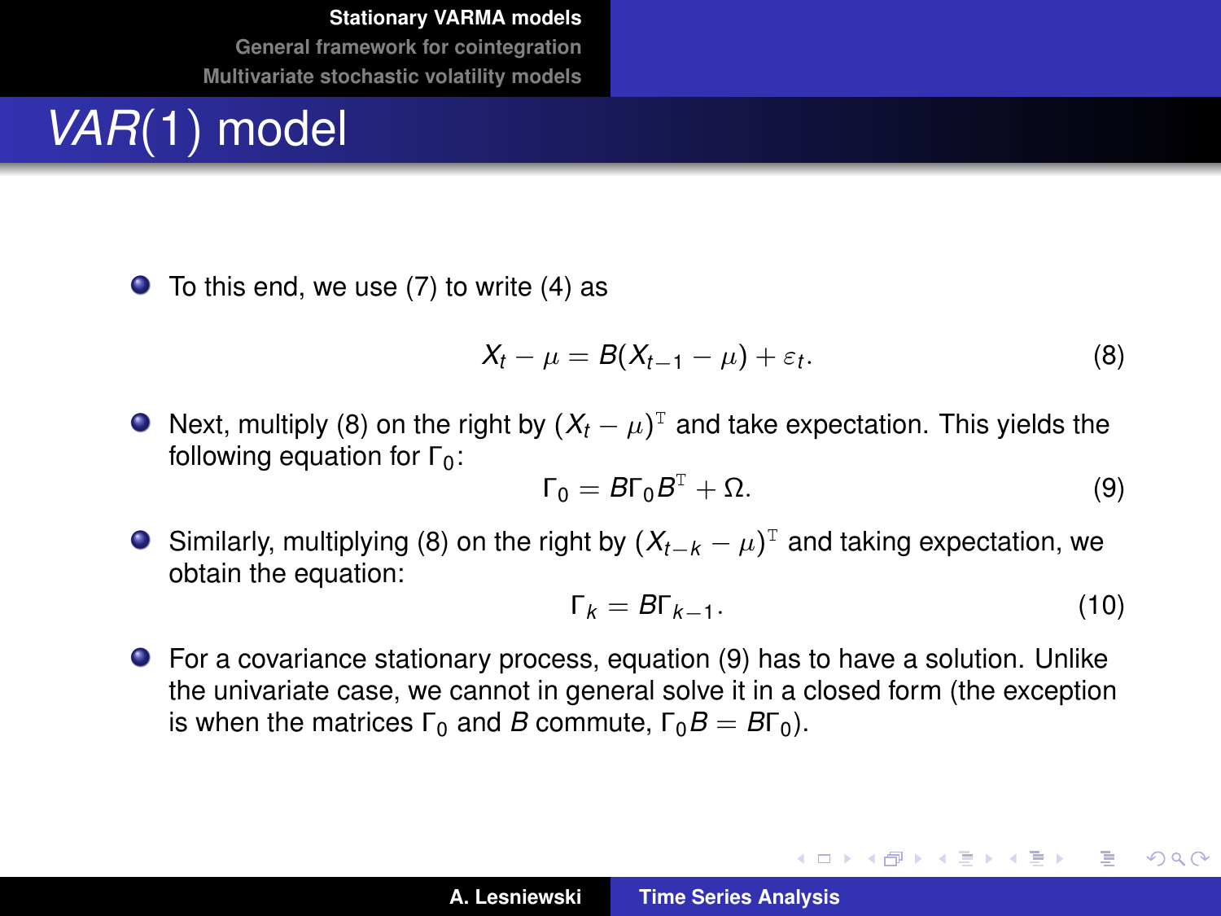# $VAR(1)$ model

- To this end, we use (7) to write (4) as

$$X_t - \mu = B(X_{t-1} - \mu) + \varepsilon_t. \tag{8}$$

- Next, multiply (8) on the right by $(X_t - \mu)^{\mathrm{T}}$ and take expectation. This yields the following equation for $\Gamma_0$:

$$\Gamma_0 = B\Gamma_0 B^{\mathrm{T}} + \Omega. \tag{9}$$

- Similarly, multiplying (8) on the right by $(X_{t-k} - \mu)^{\mathrm{T}}$ and taking expectation, we obtain the equation:

$$\Gamma_k = B\Gamma_{k-1}. \tag{10}$$

- For a covariance stationary process, equation (9) has to have a solution. Unlike the univariate case, we cannot in general solve it in a closed form (the exception is when the matrices $\Gamma_0$ and $B$ commute, $\Gamma_0 B = B\Gamma_0$).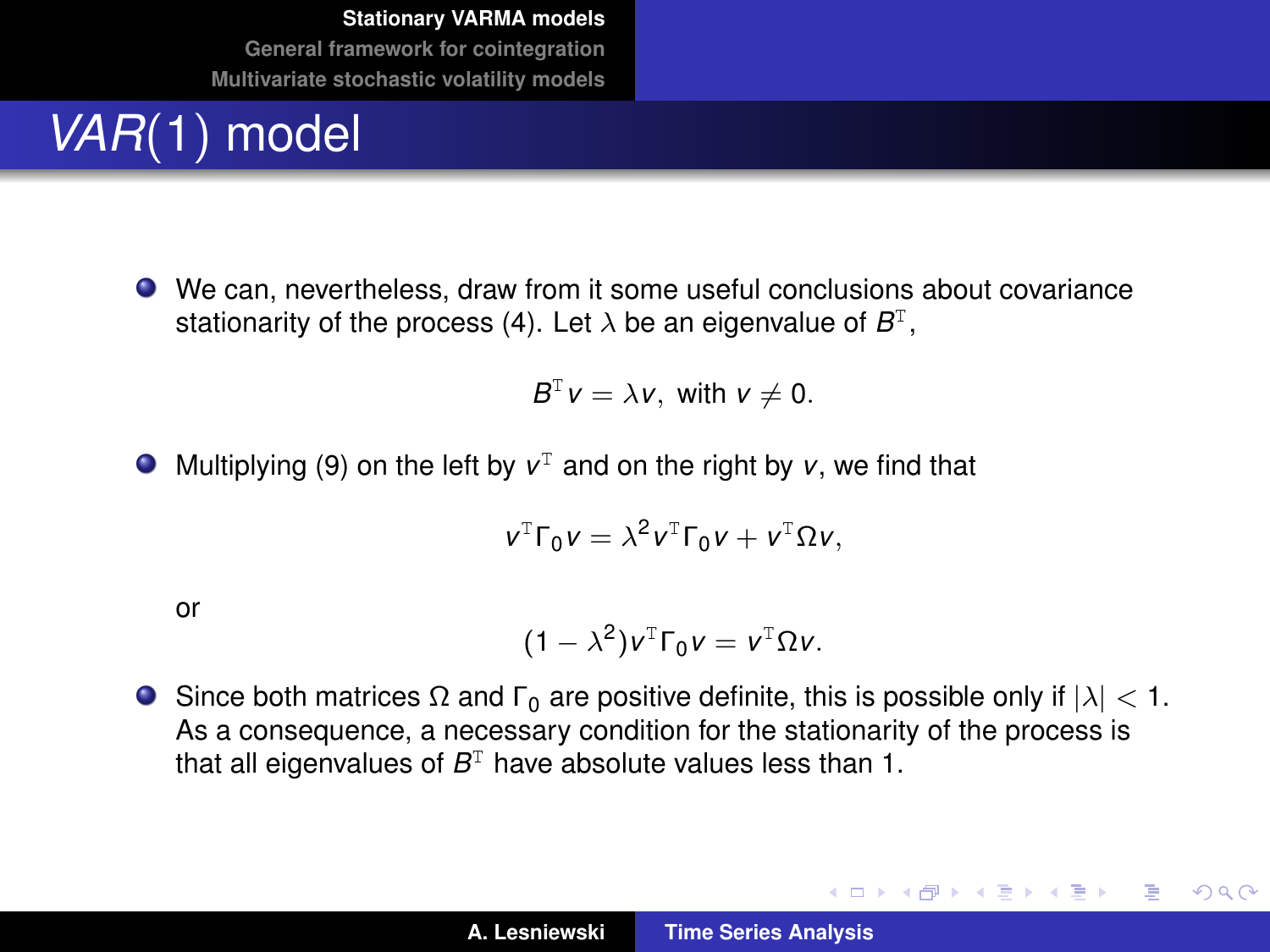# *VAR*(1) model

- We can, nevertheless, draw from it some useful conclusions about covariance stationarity of the process (4). Let $\lambda$ be an eigenvalue of $B^{\mathrm{T}}$,

$$B^{\mathrm{T}} v = \lambda v, \text{ with } v \neq 0.$$

- Multiplying (9) on the left by $v^{\mathrm{T}}$ and on the right by $v$, we find that

$$v^{\mathrm{T}} \Gamma_0 v = \lambda^2 v^{\mathrm{T}} \Gamma_0 v + v^{\mathrm{T}} \Omega v,$$

  or

$$(1 - \lambda^2) v^{\mathrm{T}} \Gamma_0 v = v^{\mathrm{T}} \Omega v.$$

- Since both matrices $\Omega$ and $\Gamma_0$ are positive definite, this is possible only if $|\lambda| < 1$. As a consequence, a necessary condition for the stationarity of the process is that all eigenvalues of $B^{\mathrm{T}}$ have absolute values less than 1.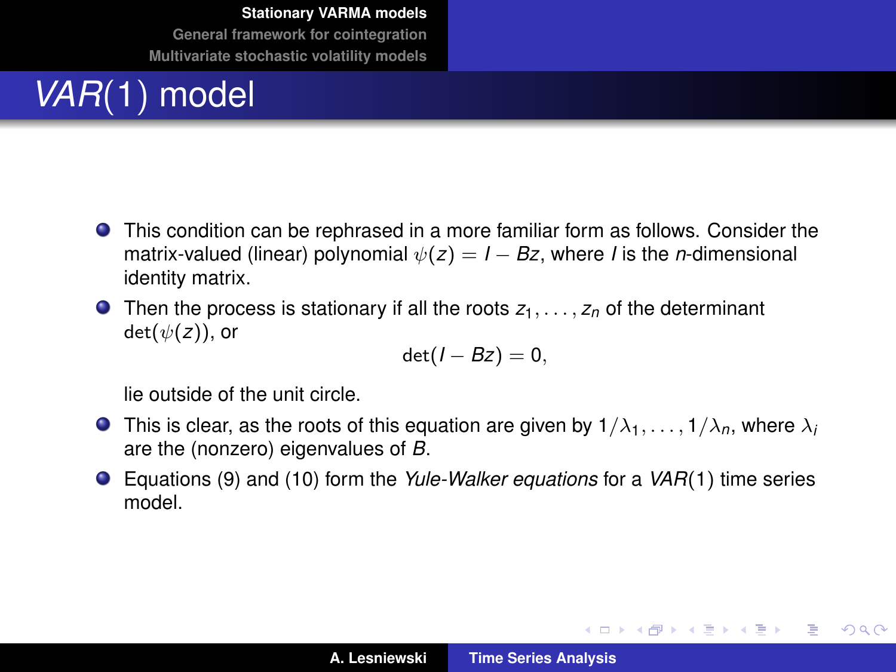# $VAR(1)$ model

- This condition can be rephrased in a more familiar form as follows. Consider the matrix-valued (linear) polynomial $\psi(z) = I - Bz$, where $I$ is the $n$-dimensional identity matrix.
- Then the process is stationary if all the roots $z_1, \ldots, z_n$ of the determinant $\det(\psi(z))$, or

$$\det(I - Bz) = 0,$$

  lie outside of the unit circle.
- This is clear, as the roots of this equation are given by $1/\lambda_1, \ldots, 1/\lambda_n$, where $\lambda_i$ are the (nonzero) eigenvalues of $B$.
- Equations (9) and (10) form the *Yule-Walker equations* for a $VAR(1)$ time series model.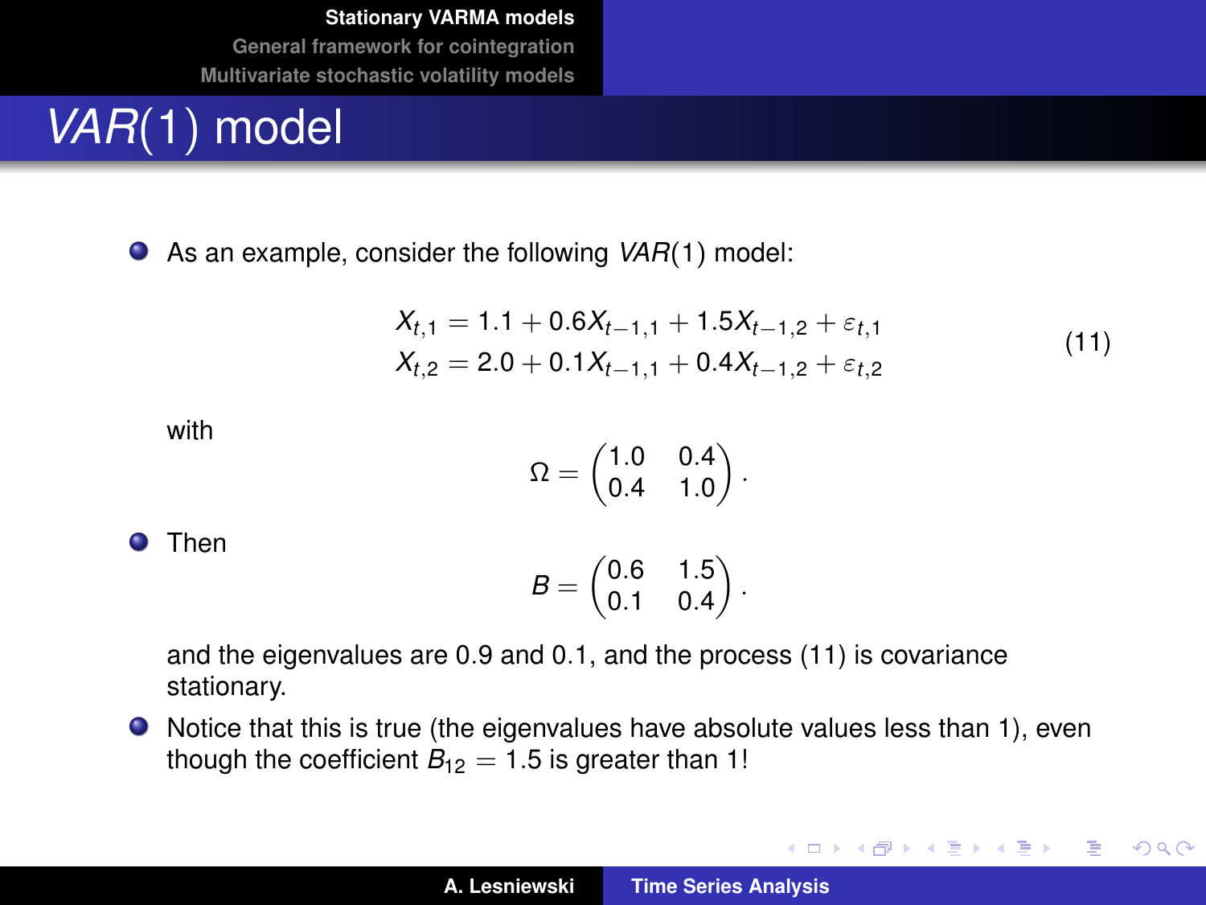# $VAR(1)$ model

- As an example, consider the following $VAR(1)$ model:

$$
\begin{aligned}
X_{t,1} &= 1.1 + 0.6X_{t-1,1} + 1.5X_{t-1,2} + \varepsilon_{t,1} \\
X_{t,2} &= 2.0 + 0.1X_{t-1,1} + 0.4X_{t-1,2} + \varepsilon_{t,2}
\end{aligned}
\tag{11}
$$

with

$$
\Omega = \begin{pmatrix} 1.0 & 0.4 \\ 0.4 & 1.0 \end{pmatrix}.
$$

- Then

$$
B = \begin{pmatrix} 0.6 & 1.5 \\ 0.1 & 0.4 \end{pmatrix}.
$$

and the eigenvalues are 0.9 and 0.1, and the process (11) is covariance stationary.

- Notice that this is true (the eigenvalues have absolute values less than 1), even though the coefficient $B_{12} = 1.5$ is greater than 1!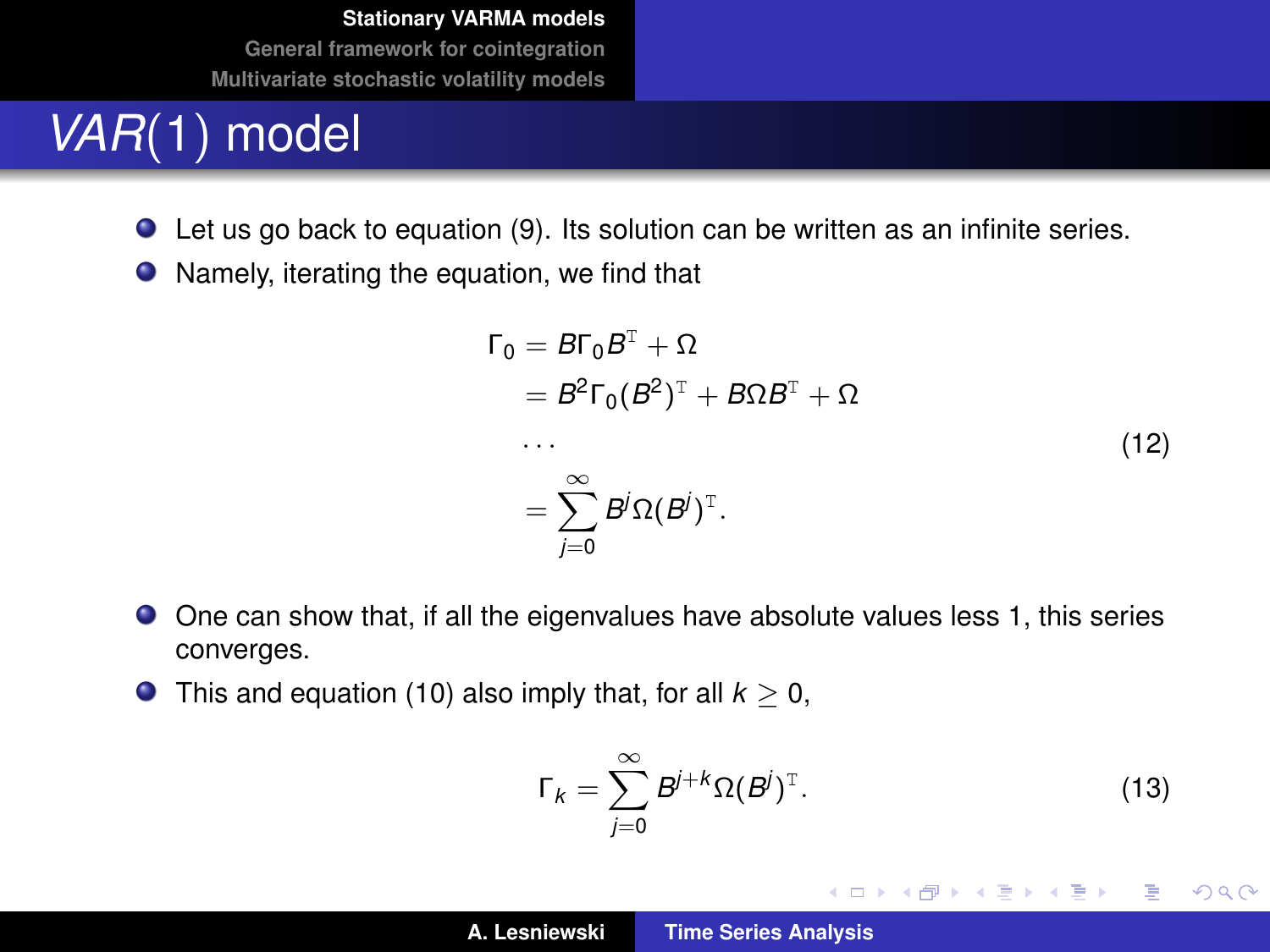# $VAR(1)$ model

- Let us go back to equation (9). Its solution can be written as an infinite series.
- Namely, iterating the equation, we find that

$$
\begin{aligned}
\Gamma_0 &= B\Gamma_0 B^{\mathrm{T}} + \Omega \\
&= B^2\Gamma_0 (B^2)^{\mathrm{T}} + B\Omega B^{\mathrm{T}} + \Omega \\
&\dots \\
&= \sum_{j=0}^{\infty} B^j \Omega (B^j)^{\mathrm{T}}.
\end{aligned}
\tag{12}
$$

- One can show that, if all the eigenvalues have absolute values less 1, this series converges.
- This and equation (10) also imply that, for all $k \geq 0$,

$$
\Gamma_k = \sum_{j=0}^{\infty} B^{j+k} \Omega (B^j)^{\mathrm{T}}. \tag{13}
$$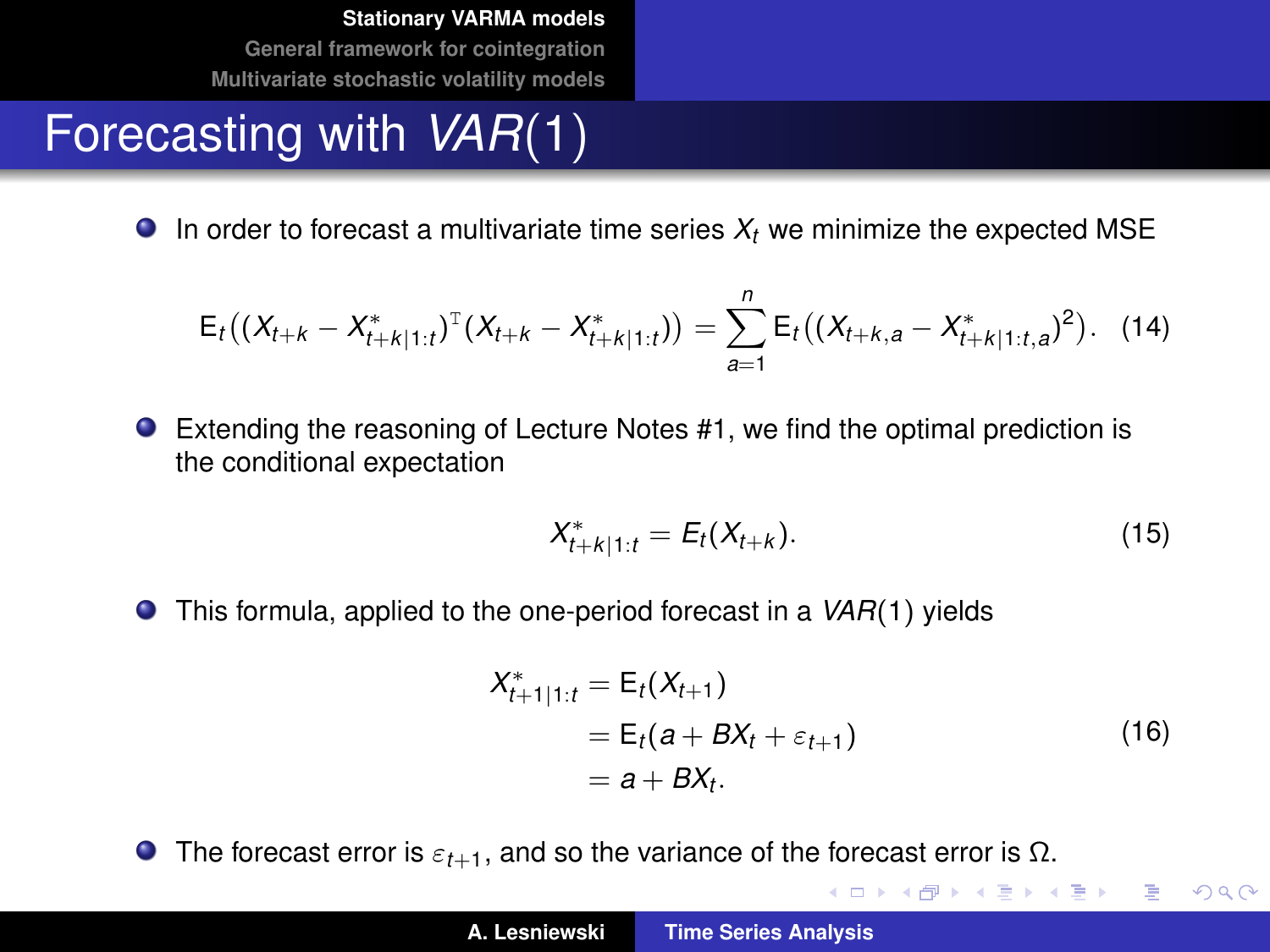# Forecasting with $VAR(1)$

- In order to forecast a multivariate time series $X_t$ we minimize the expected MSE

$$\mathrm{E}_t\big((X_{t+k} - X^*_{t+k|1:t})^{\mathrm{T}}(X_{t+k} - X^*_{t+k|1:t})\big) = \sum_{a=1}^{n} \mathrm{E}_t\big((X_{t+k,a} - X^*_{t+k|1:t,a})^2\big). \tag{14}$$

- Extending the reasoning of Lecture Notes #1, we find the optimal prediction is the conditional expectation

$$X^*_{t+k|1:t} = E_t(X_{t+k}). \tag{15}$$

- This formula, applied to the one-period forecast in a $VAR(1)$ yields

$$\begin{aligned} X^*_{t+1|1:t} &= \mathrm{E}_t(X_{t+1}) \\ &= \mathrm{E}_t(a + BX_t + \varepsilon_{t+1}) \\ &= a + BX_t. \end{aligned} \tag{16}$$

- The forecast error is $\varepsilon_{t+1}$, and so the variance of the forecast error is $\Omega$.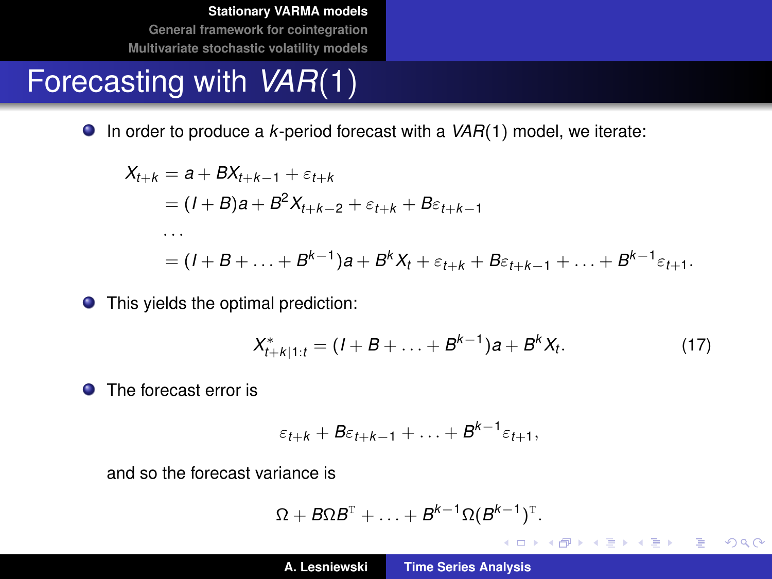# Forecasting with $VAR(1)$

- In order to produce a $k$-period forecast with a $VAR(1)$ model, we iterate:

$$
\begin{aligned}
X_{t+k} &= a + BX_{t+k-1} + \varepsilon_{t+k} \\
&= (I + B)a + B^2 X_{t+k-2} + \varepsilon_{t+k} + B\varepsilon_{t+k-1} \\
&\ldots \\
&= (I + B + \ldots + B^{k-1})a + B^k X_t + \varepsilon_{t+k} + B\varepsilon_{t+k-1} + \ldots + B^{k-1}\varepsilon_{t+1}.
\end{aligned}
$$

- This yields the optimal prediction:

$$
X^*_{t+k|1:t} = (I + B + \ldots + B^{k-1})a + B^k X_t. \tag{17}
$$

- The forecast error is

$$
\varepsilon_{t+k} + B\varepsilon_{t+k-1} + \ldots + B^{k-1}\varepsilon_{t+1},
$$

and so the forecast variance is

$$
\Omega + B\Omega B^{\mathrm{T}} + \ldots + B^{k-1}\Omega(B^{k-1})^{\mathrm{T}}.
$$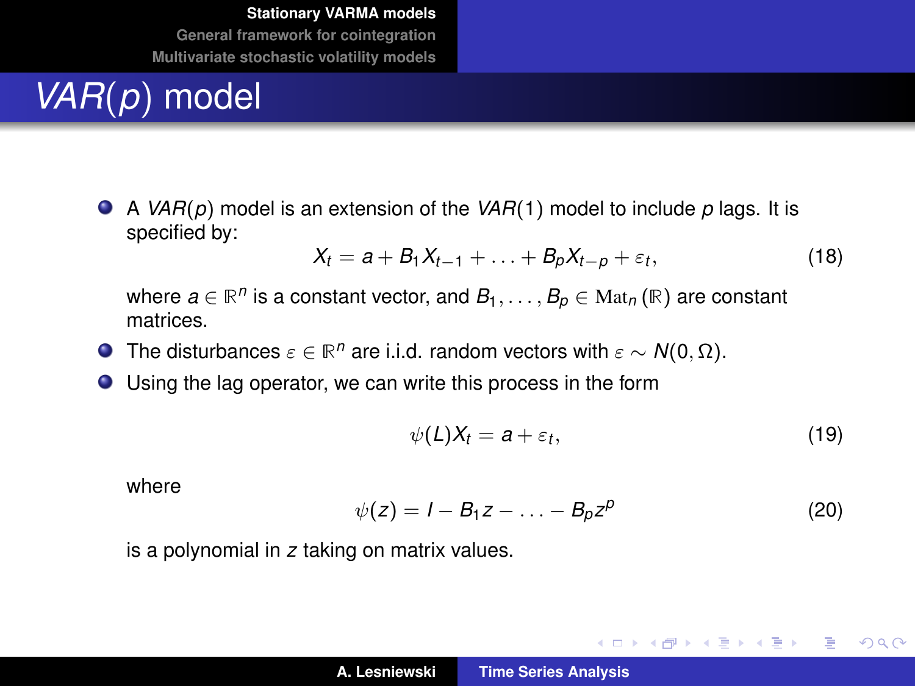# *VAR*($p$) model

- A *VAR*($p$) model is an extension of the *VAR*(1) model to include $p$ lags. It is specified by:

$$X_t = a + B_1 X_{t-1} + \ldots + B_p X_{t-p} + \varepsilon_t, \tag{18}$$

  where $a \in \mathbb{R}^n$ is a constant vector, and $B_1, \ldots, B_p \in \mathrm{Mat}_n(\mathbb{R})$ are constant matrices.

- The disturbances $\varepsilon \in \mathbb{R}^n$ are i.i.d. random vectors with $\varepsilon \sim N(0, \Omega)$.
- Using the lag operator, we can write this process in the form

$$\psi(L) X_t = a + \varepsilon_t, \tag{19}$$

  where

$$\psi(z) = I - B_1 z - \ldots - B_p z^p \tag{20}$$

  is a polynomial in $z$ taking on matrix values.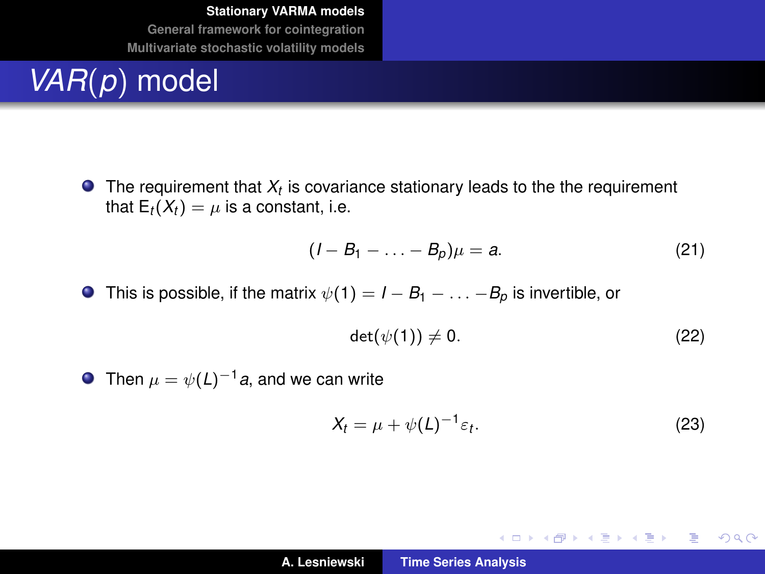# $VAR(p)$ model

- The requirement that $X_t$ is covariance stationary leads to the the requirement that $\mathrm{E}_t(X_t) = \mu$ is a constant, i.e.

$$(I - B_1 - \ldots - B_p)\mu = a. \tag{21}$$

- This is possible, if the matrix $\psi(1) = I - B_1 - \ldots - B_p$ is invertible, or

$$\det(\psi(1)) \neq 0. \tag{22}$$

- Then $\mu = \psi(L)^{-1} a$, and we can write

$$X_t = \mu + \psi(L)^{-1} \varepsilon_t. \tag{23}$$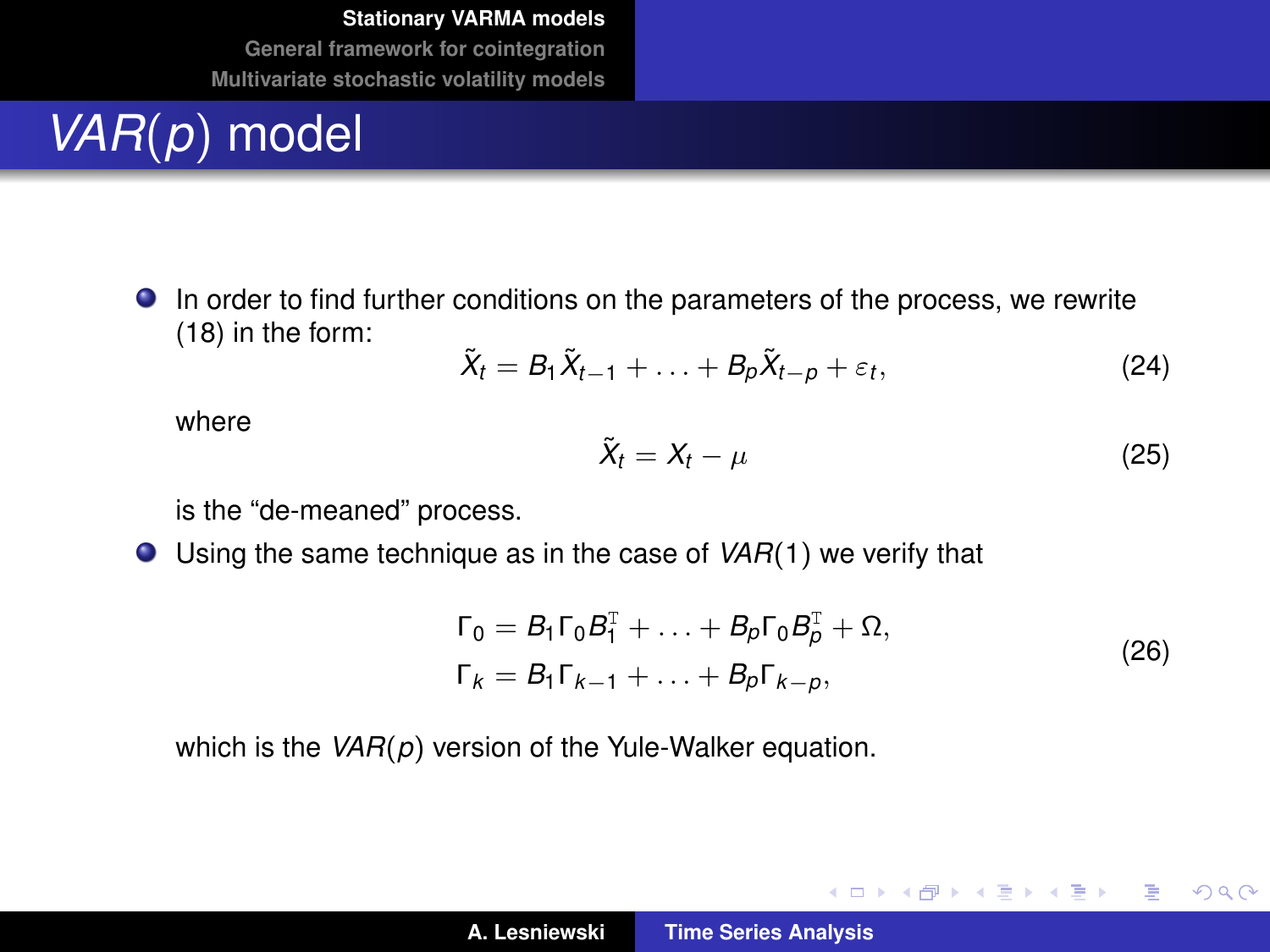# *VAR*(*p*) model

- In order to find further conditions on the parameters of the process, we rewrite (18) in the form:

$$\tilde{X}_t = B_1 \tilde{X}_{t-1} + \ldots + B_p \tilde{X}_{t-p} + \varepsilon_t, \tag{24}$$

  where

$$\tilde{X}_t = X_t - \mu \tag{25}$$

  is the "de-meaned" process.

- Using the same technique as in the case of *VAR*(1) we verify that

$$\begin{aligned} \Gamma_0 &= B_1 \Gamma_0 B_1^{\mathrm{T}} + \ldots + B_p \Gamma_0 B_p^{\mathrm{T}} + \Omega, \\ \Gamma_k &= B_1 \Gamma_{k-1} + \ldots + B_p \Gamma_{k-p}, \end{aligned} \tag{26}$$

  which is the *VAR*(*p*) version of the Yule-Walker equation.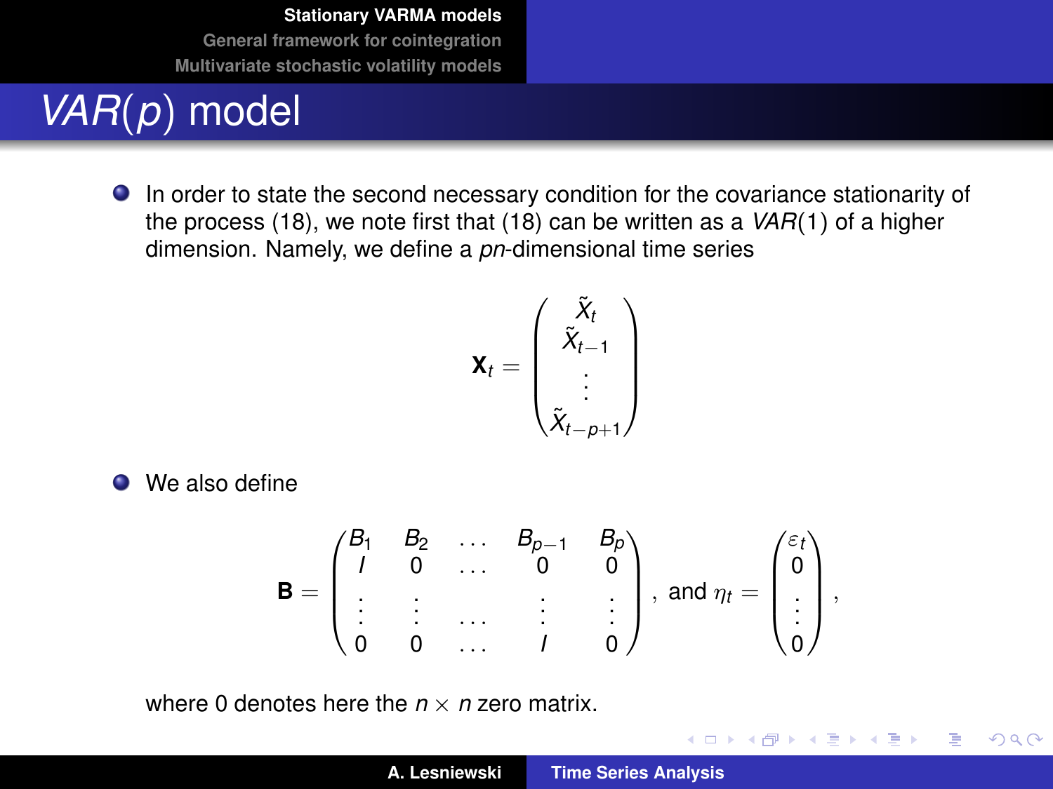# *VAR*(*p*) model

- In order to state the second necessary condition for the covariance stationarity of the process (18), we note first that (18) can be written as a *VAR*(1) of a higher dimension. Namely, we define a *pn*-dimensional time series

$$\mathbf{X}_t = \begin{pmatrix} \tilde{X}_t \\ \tilde{X}_{t-1} \\ \vdots \\ \tilde{X}_{t-p+1} \end{pmatrix}$$

- We also define

$$\mathbf{B} = \begin{pmatrix} B_1 & B_2 & \dots & B_{p-1} & B_p \\ I & 0 & \dots & 0 & 0 \\ \vdots & \vdots & \dots & \vdots & \vdots \\ 0 & 0 & \dots & I & 0 \end{pmatrix}, \text{ and } \eta_t = \begin{pmatrix} \varepsilon_t \\ 0 \\ \vdots \\ 0 \end{pmatrix},$$

where 0 denotes here the $n \times n$ zero matrix.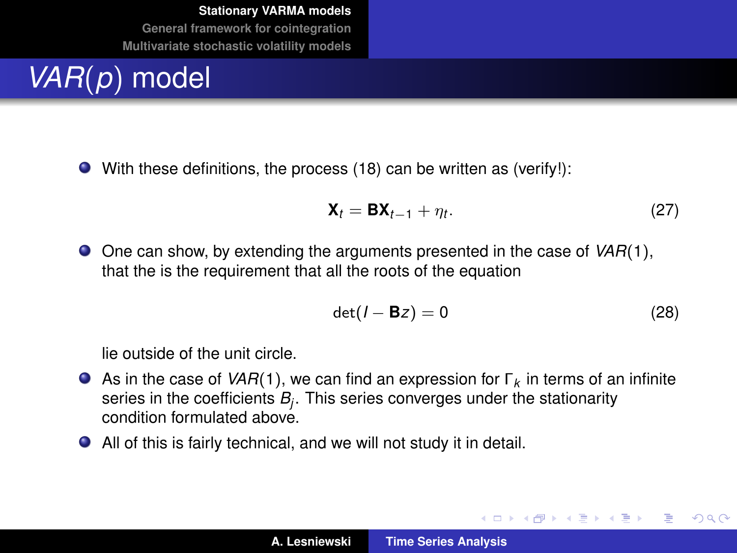# $VAR(p)$ model

- With these definitions, the process (18) can be written as (verify!):

$$\mathbf{X}_t = \mathbf{B}\mathbf{X}_{t-1} + \eta_t. \tag{27}$$

- One can show, by extending the arguments presented in the case of $VAR(1)$, that the is the requirement that all the roots of the equation

$$\det(I - \mathbf{B}z) = 0 \tag{28}$$

  lie outside of the unit circle.

- As in the case of $VAR(1)$, we can find an expression for $\Gamma_k$ in terms of an infinite series in the coefficients $B_j$. This series converges under the stationarity condition formulated above.
- All of this is fairly technical, and we will not study it in detail.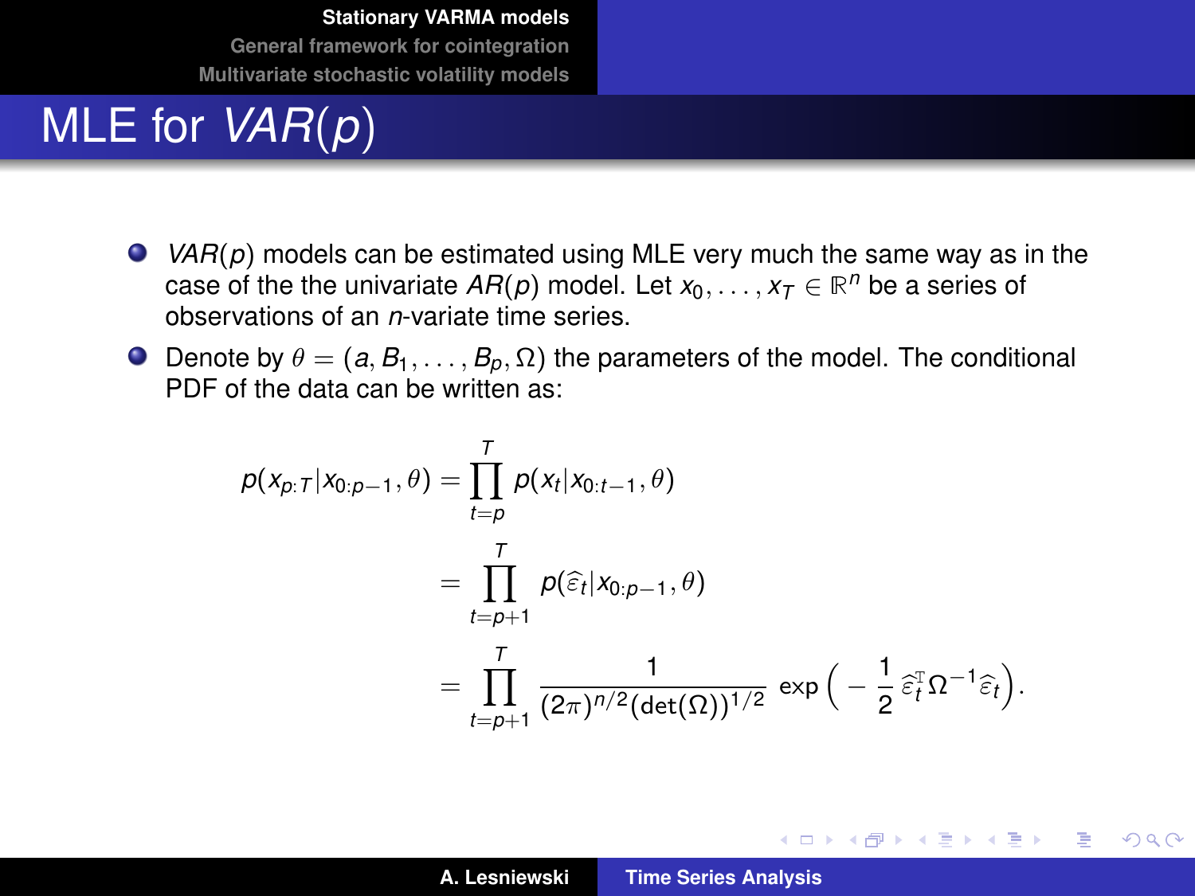# MLE for *VAR*(*p*)

- *VAR*(*p*) models can be estimated using MLE very much the same way as in the case of the the univariate *AR*(*p*) model. Let $x_0, \ldots, x_T \in \mathbb{R}^n$ be a series of observations of an $n$-variate time series.
- Denote by $\theta = (a, B_1, \ldots, B_p, \Omega)$ the parameters of the model. The conditional PDF of the data can be written as:

$$
\begin{aligned}
p(x_{p:T}|x_{0:p-1}, \theta) &= \prod_{t=p}^{T} p(x_t|x_{0:t-1}, \theta) \\
&= \prod_{t=p+1}^{T} p(\widehat{\varepsilon}_t|x_{0:p-1}, \theta) \\
&= \prod_{t=p+1}^{T} \frac{1}{(2\pi)^{n/2}(\det(\Omega))^{1/2}} \exp\Big(-\frac{1}{2}\,\widehat{\varepsilon}_t^{\mathrm{T}}\Omega^{-1}\widehat{\varepsilon}_t\Big).
\end{aligned}
$$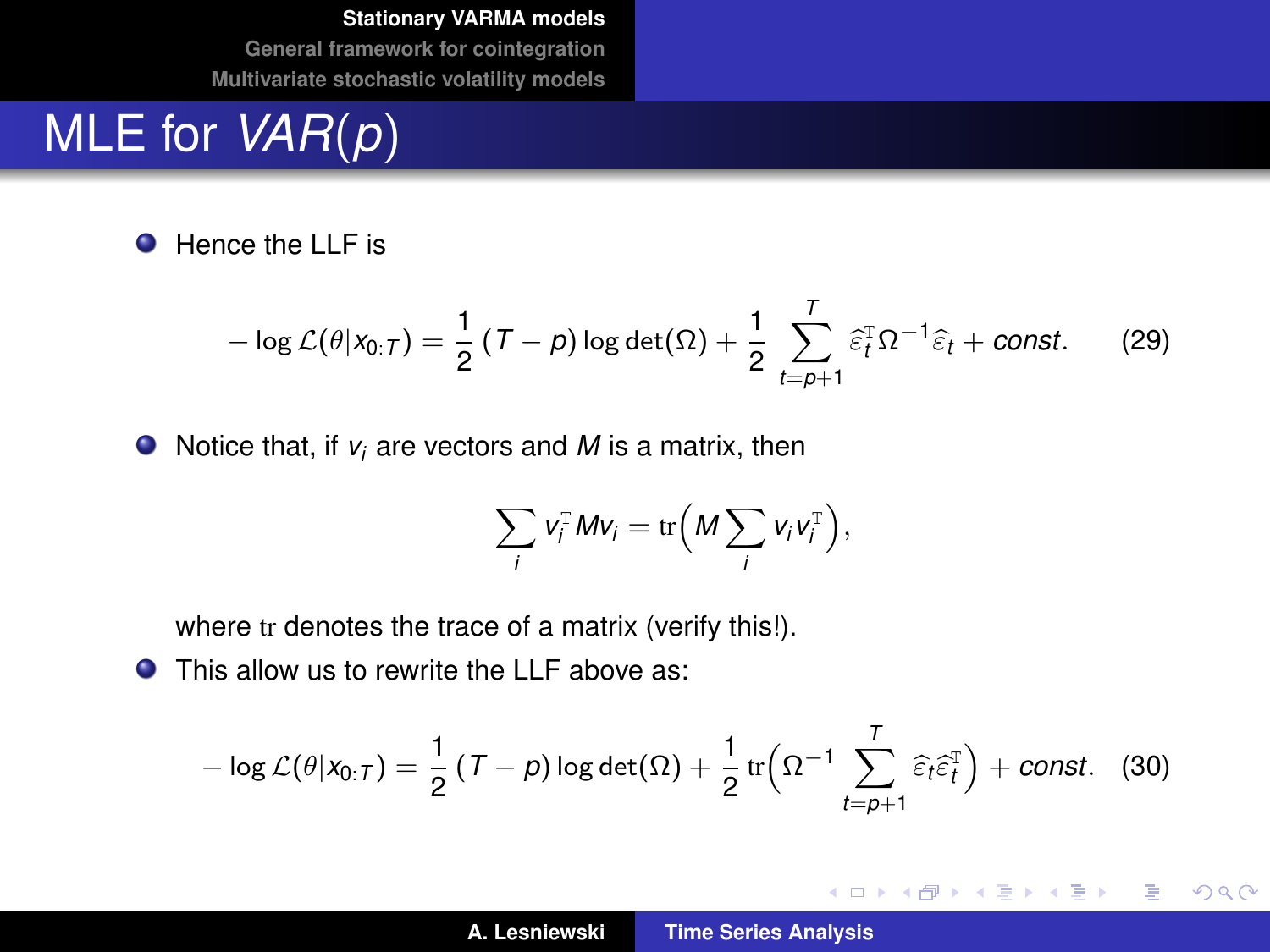# MLE for $VAR(p)$

- Hence the LLF is

$$
-\log \mathcal{L}(\theta | x_{0:T}) = \frac{1}{2}(T-p)\log\det(\Omega) + \frac{1}{2}\sum_{t=p+1}^{T} \widehat{\varepsilon}_t^{\mathrm{T}} \Omega^{-1} \widehat{\varepsilon}_t + const. \tag{29}
$$

- Notice that, if $v_i$ are vectors and $M$ is a matrix, then

$$
\sum_i v_i^{\mathrm{T}} M v_i = \operatorname{tr}\Big( M \sum_i v_i v_i^{\mathrm{T}} \Big),
$$

where $\operatorname{tr}$ denotes the trace of a matrix (verify this!).

- This allow us to rewrite the LLF above as:

$$
-\log \mathcal{L}(\theta | x_{0:T}) = \frac{1}{2}(T-p)\log\det(\Omega) + \frac{1}{2}\operatorname{tr}\Big( \Omega^{-1} \sum_{t=p+1}^{T} \widehat{\varepsilon}_t \widehat{\varepsilon}_t^{\mathrm{T}} \Big) + const. \tag{30}
$$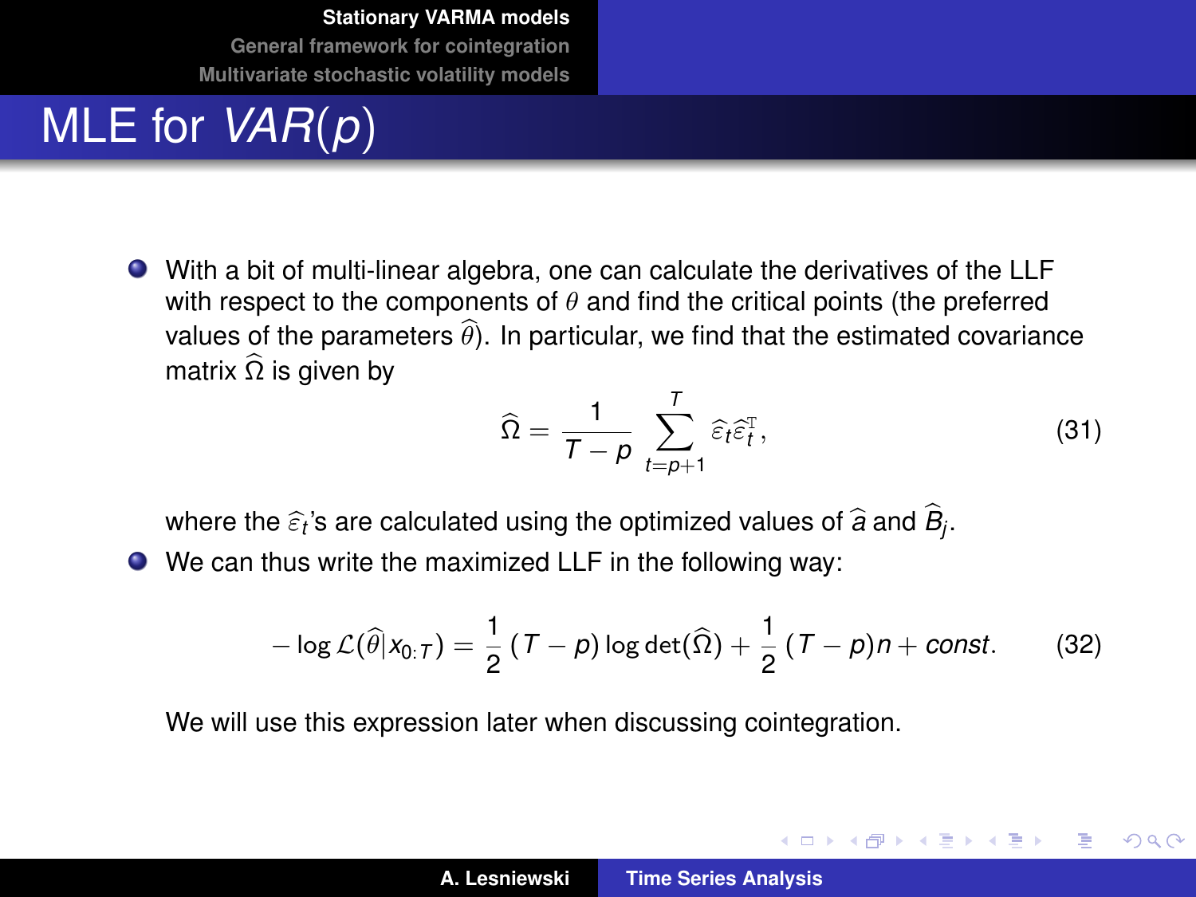# MLE for *VAR*($p$)

- With a bit of multi-linear algebra, one can calculate the derivatives of the LLF with respect to the components of $\theta$ and find the critical points (the preferred values of the parameters $\widehat{\theta}$). In particular, we find that the estimated covariance matrix $\widehat{\Omega}$ is given by

$$\widehat{\Omega} = \frac{1}{T-p} \sum_{t=p+1}^{T} \widehat{\varepsilon}_t \widehat{\varepsilon}_t^{\mathrm{T}}, \tag{31}$$

  where the $\widehat{\varepsilon}_t$'s are calculated using the optimized values of $\widehat{a}$ and $\widehat{B}_j$.

- We can thus write the maximized LLF in the following way:

$$-\log \mathcal{L}(\widehat{\theta}|x_{0:T}) = \frac{1}{2}(T-p) \log \det(\widehat{\Omega}) + \frac{1}{2}(T-p)n + const. \tag{32}$$

  We will use this expression later when discussing cointegration.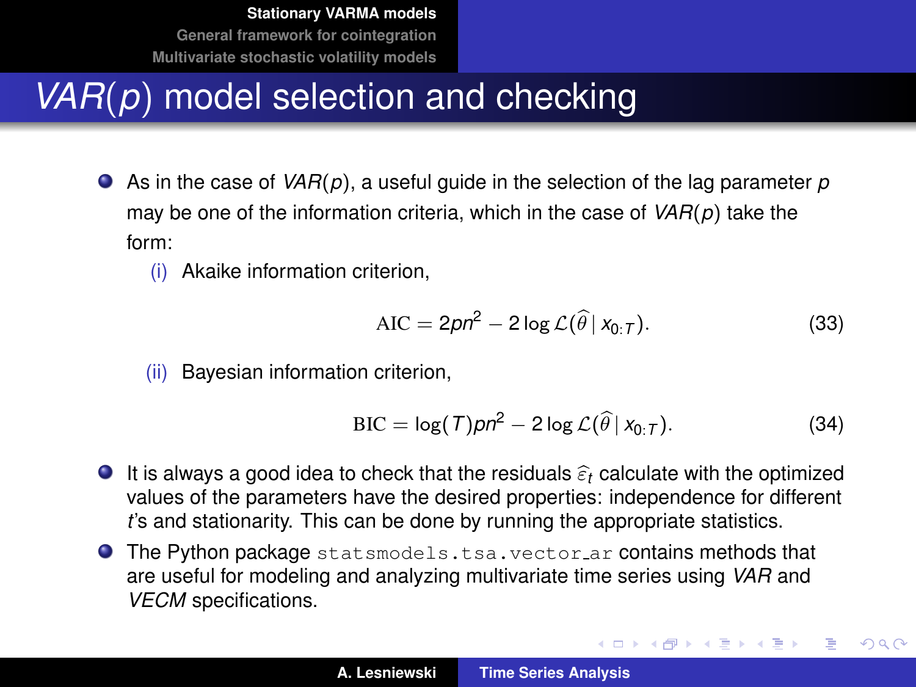# $VAR(p)$ model selection and checking

- As in the case of $VAR(p)$, a useful guide in the selection of the lag parameter $p$ may be one of the information criteria, which in the case of $VAR(p)$ take the form:
  - (i) Akaike information criterion,

$$\mathrm{AIC} = 2pn^2 - 2\log\mathcal{L}(\widehat{\theta}\,|\,x_{0:T}). \tag{33}$$

  - (ii) Bayesian information criterion,

$$\mathrm{BIC} = \log(T)pn^2 - 2\log\mathcal{L}(\widehat{\theta}\,|\,x_{0:T}). \tag{34}$$

- It is always a good idea to check that the residuals $\widehat{\varepsilon}_t$ calculate with the optimized values of the parameters have the desired properties: independence for different $t$'s and stationarity. This can be done by running the appropriate statistics.
- The Python package `statsmodels.tsa.vector_ar` contains methods that are useful for modeling and analyzing multivariate time series using *VAR* and *VECM* specifications.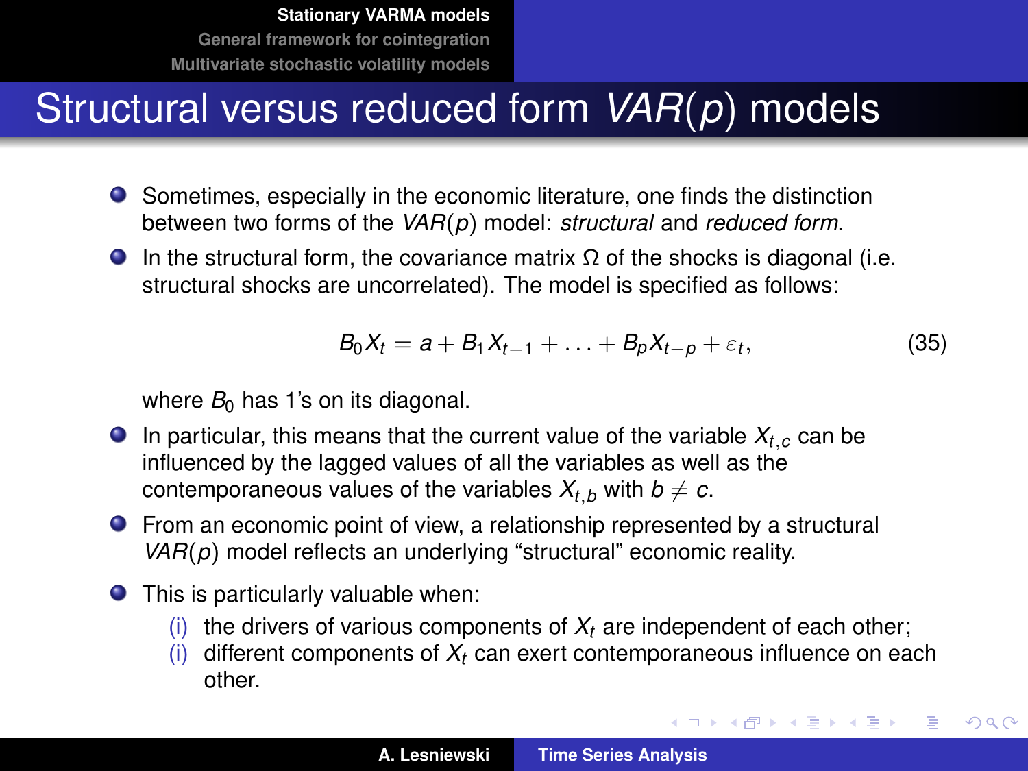# Structural versus reduced form $VAR(p)$ models

- Sometimes, especially in the economic literature, one finds the distinction between two forms of the $VAR(p)$ model: *structural* and *reduced form*.
- In the structural form, the covariance matrix $\Omega$ of the shocks is diagonal (i.e. structural shocks are uncorrelated). The model is specified as follows:

$$B_0 X_t = a + B_1 X_{t-1} + \ldots + B_p X_{t-p} + \varepsilon_t, \tag{35}$$

  where $B_0$ has 1's on its diagonal.
- In particular, this means that the current value of the variable $X_{t,c}$ can be influenced by the lagged values of all the variables as well as the contemporaneous values of the variables $X_{t,b}$ with $b \neq c$.
- From an economic point of view, a relationship represented by a structural $VAR(p)$ model reflects an underlying "structural" economic reality.
- This is particularly valuable when:
  - (i) the drivers of various components of $X_t$ are independent of each other;
  - (i) different components of $X_t$ can exert contemporaneous influence on each other.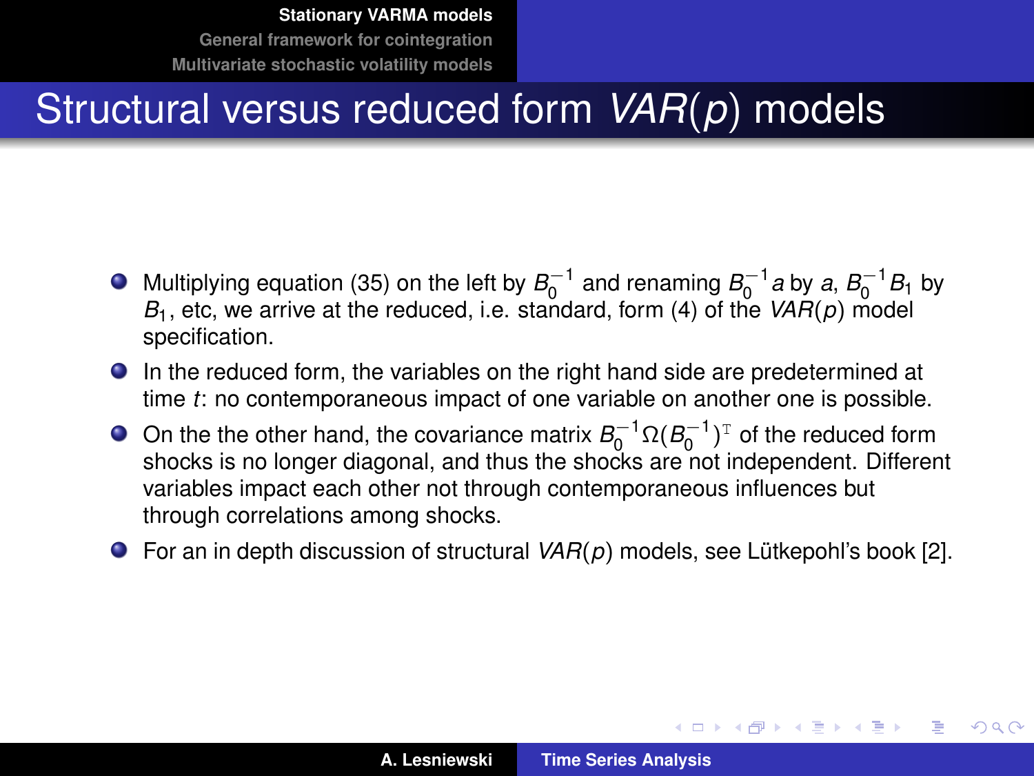# Structural versus reduced form $VAR(p)$ models

- Multiplying equation (35) on the left by $B_0^{-1}$ and renaming $B_0^{-1}a$ by $a$, $B_0^{-1}B_1$ by $B_1$, etc, we arrive at the reduced, i.e. standard, form (4) of the $VAR(p)$ model specification.
- In the reduced form, the variables on the right hand side are predetermined at time $t$: no contemporaneous impact of one variable on another one is possible.
- On the the other hand, the covariance matrix $B_0^{-1}\Omega(B_0^{-1})^{\mathrm{T}}$ of the reduced form shocks is no longer diagonal, and thus the shocks are not independent. Different variables impact each other not through contemporaneous influences but through correlations among shocks.
- For an in depth discussion of structural $VAR(p)$ models, see Lütkepohl's book [2].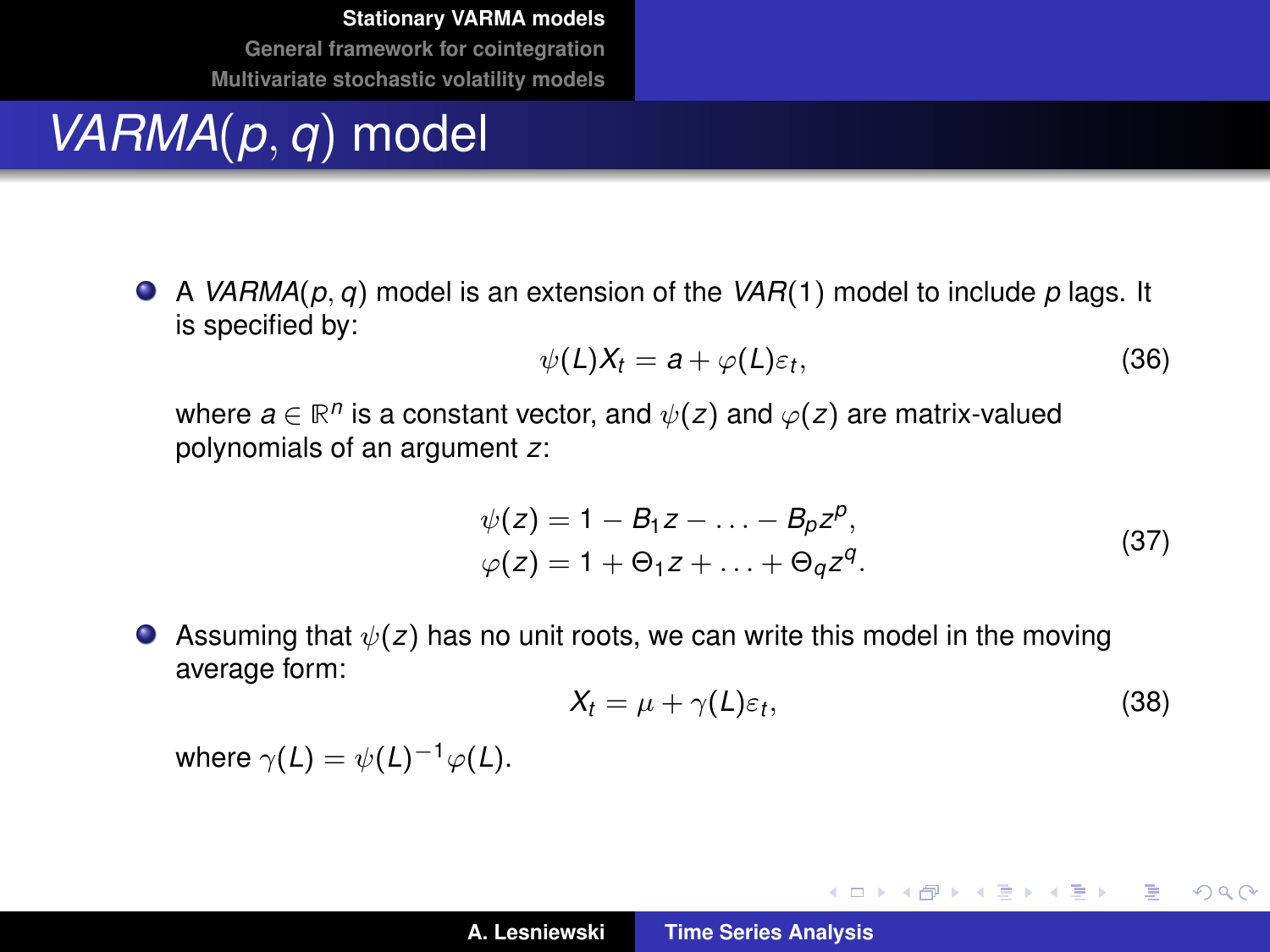# *VARMA*$(p, q)$ model

- A *VARMA*$(p, q)$ model is an extension of the *VAR*$(1)$ model to include $p$ lags. It is specified by:

$$\psi(L)X_t = a + \varphi(L)\varepsilon_t, \tag{36}$$

where $a \in \mathbb{R}^n$ is a constant vector, and $\psi(z)$ and $\varphi(z)$ are matrix-valued polynomials of an argument $z$:

$$\begin{aligned} \psi(z) &= 1 - B_1 z - \ldots - B_p z^p, \\ \varphi(z) &= 1 + \Theta_1 z + \ldots + \Theta_q z^q. \end{aligned} \tag{37}$$

- Assuming that $\psi(z)$ has no unit roots, we can write this model in the moving average form:

$$X_t = \mu + \gamma(L)\varepsilon_t, \tag{38}$$

where $\gamma(L) = \psi(L)^{-1}\varphi(L)$.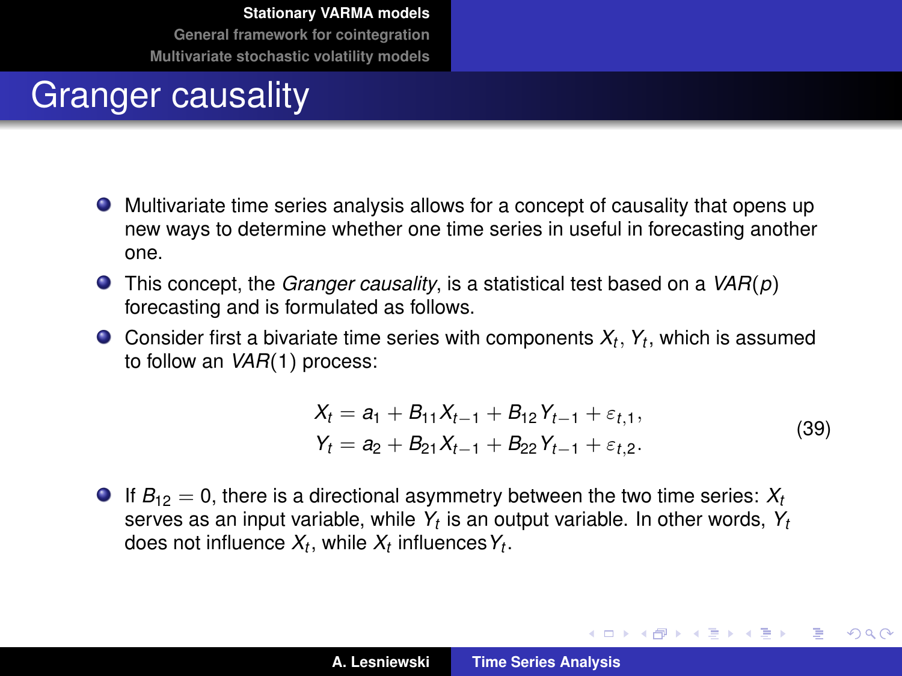# Granger causality

- Multivariate time series analysis allows for a concept of causality that opens up new ways to determine whether one time series in useful in forecasting another one.
- This concept, the *Granger causality*, is a statistical test based on a $VAR(p)$ forecasting and is formulated as follows.
- Consider first a bivariate time series with components $X_t$, $Y_t$, which is assumed to follow an $VAR(1)$ process:

$$
\begin{aligned}
X_t &= a_1 + B_{11} X_{t-1} + B_{12} Y_{t-1} + \varepsilon_{t,1}, \\
Y_t &= a_2 + B_{21} X_{t-1} + B_{22} Y_{t-1} + \varepsilon_{t,2}.
\end{aligned}
\tag{39}
$$

- If $B_{12} = 0$, there is a directional asymmetry between the two time series: $X_t$ serves as an input variable, while $Y_t$ is an output variable. In other words, $Y_t$ does not influence $X_t$, while $X_t$ influences $Y_t$.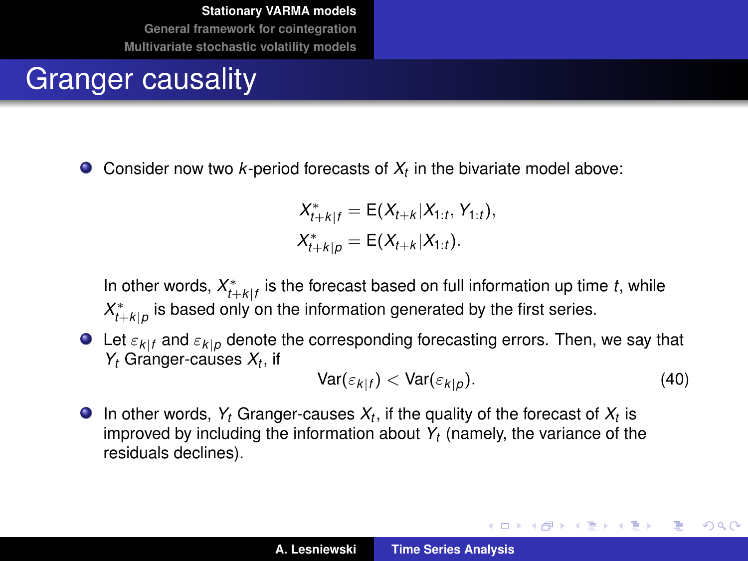# Granger causality

- Consider now two $k$-period forecasts of $X_t$ in the bivariate model above:

$$X^*_{t+k|f} = \mathrm{E}(X_{t+k}|X_{1:t}, Y_{1:t}),$$
$$X^*_{t+k|p} = \mathrm{E}(X_{t+k}|X_{1:t}).$$

  In other words, $X^*_{t+k|f}$ is the forecast based on full information up time $t$, while $X^*_{t+k|p}$ is based only on the information generated by the first series.

- Let $\varepsilon_{k|f}$ and $\varepsilon_{k|p}$ denote the corresponding forecasting errors. Then, we say that $Y_t$ Granger-causes $X_t$, if

$$\mathrm{Var}(\varepsilon_{k|f}) < \mathrm{Var}(\varepsilon_{k|p}). \tag{40}$$

- In other words, $Y_t$ Granger-causes $X_t$, if the quality of the forecast of $X_t$ is improved by including the information about $Y_t$ (namely, the variance of the residuals declines).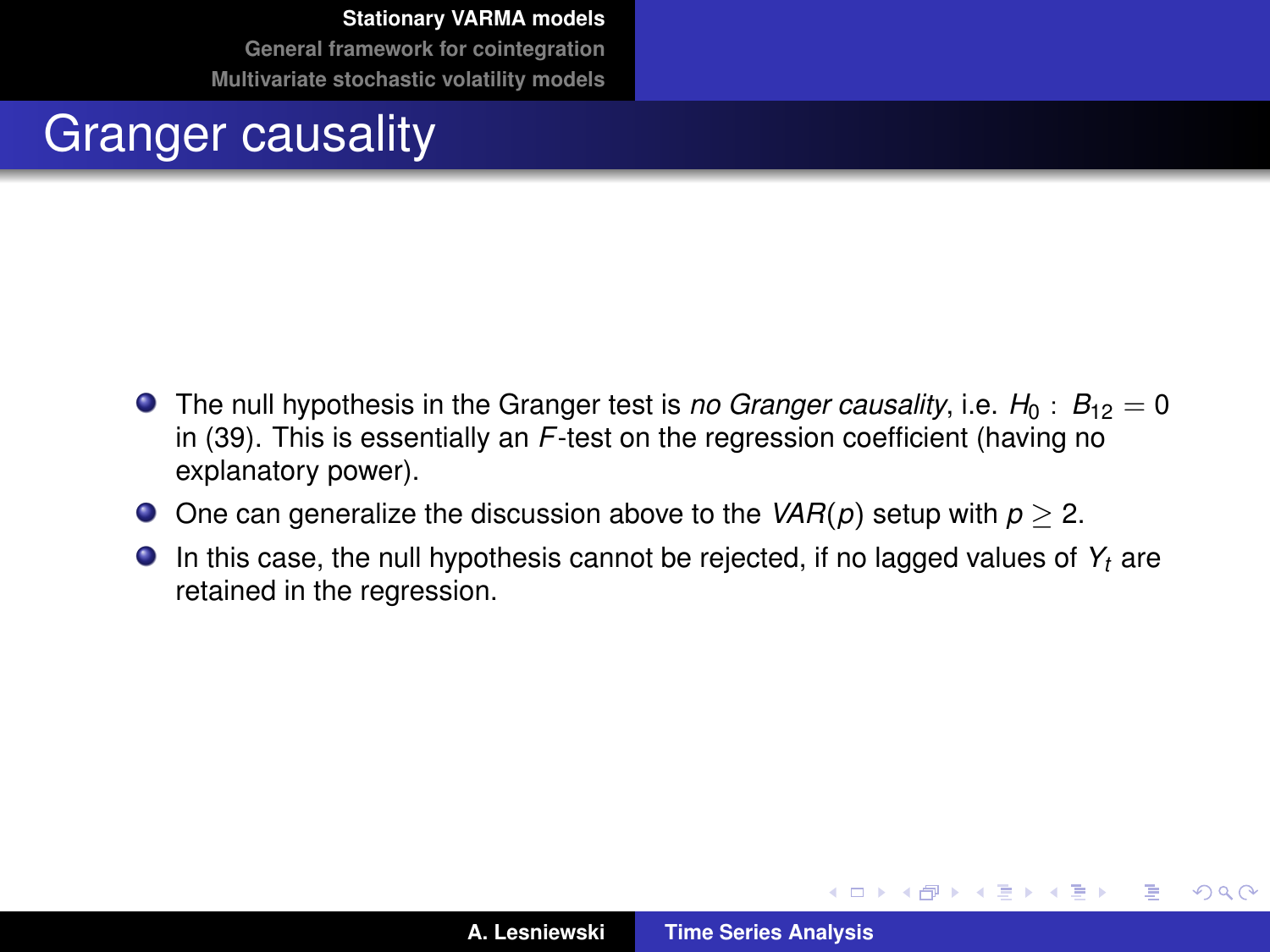# Granger causality

- The null hypothesis in the Granger test is *no Granger causality*, i.e. $H_0 : B_{12} = 0$ in (39). This is essentially an $F$-test on the regression coefficient (having no explanatory power).
- One can generalize the discussion above to the $VAR(p)$ setup with $p \geq 2$.
- In this case, the null hypothesis cannot be rejected, if no lagged values of $Y_t$ are retained in the regression.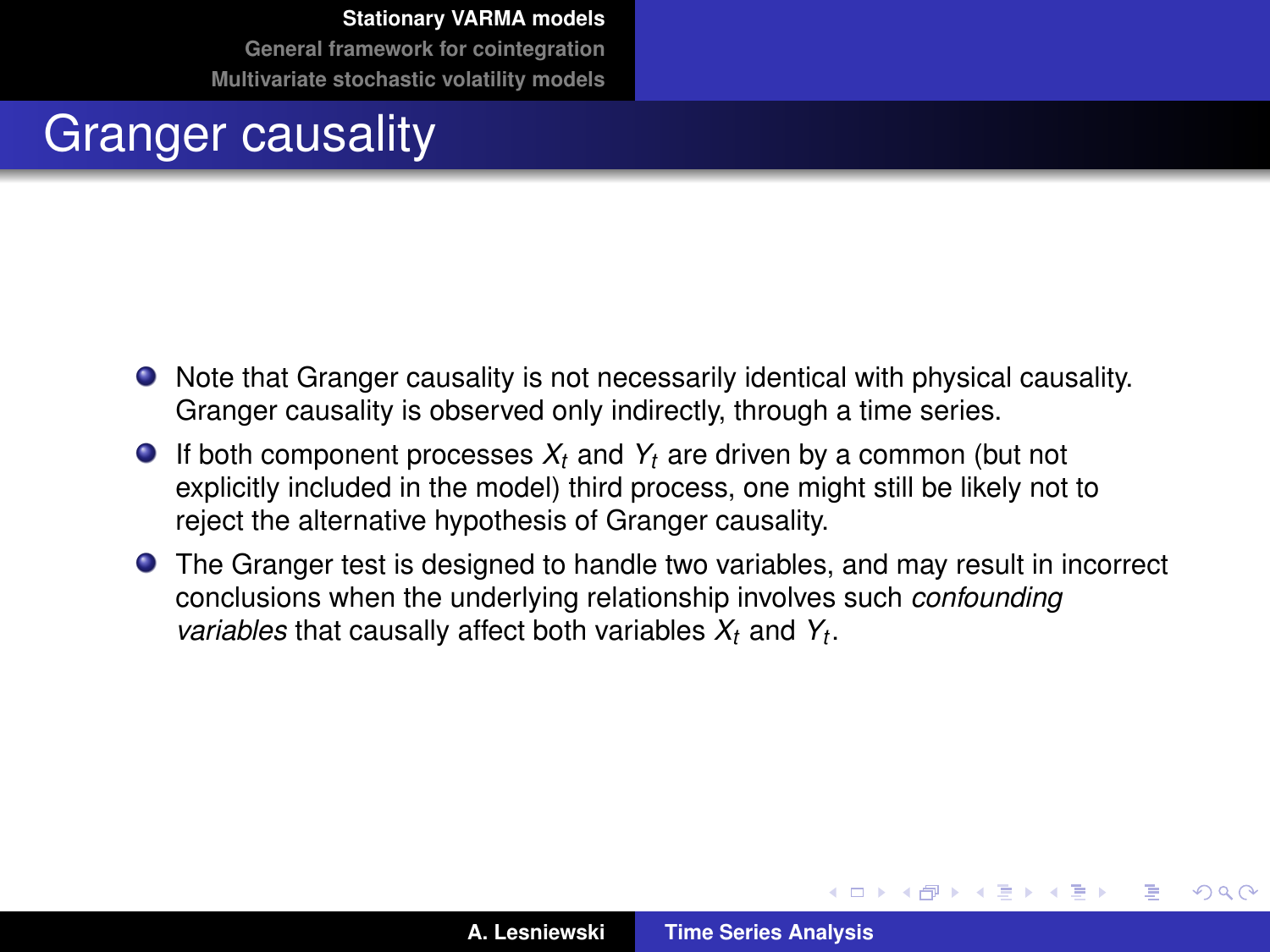# Granger causality

- Note that Granger causality is not necessarily identical with physical causality. Granger causality is observed only indirectly, through a time series.
- If both component processes $X_t$ and $Y_t$ are driven by a common (but not explicitly included in the model) third process, one might still be likely not to reject the alternative hypothesis of Granger causality.
- The Granger test is designed to handle two variables, and may result in incorrect conclusions when the underlying relationship involves such *confounding variables* that causally affect both variables $X_t$ and $Y_t$.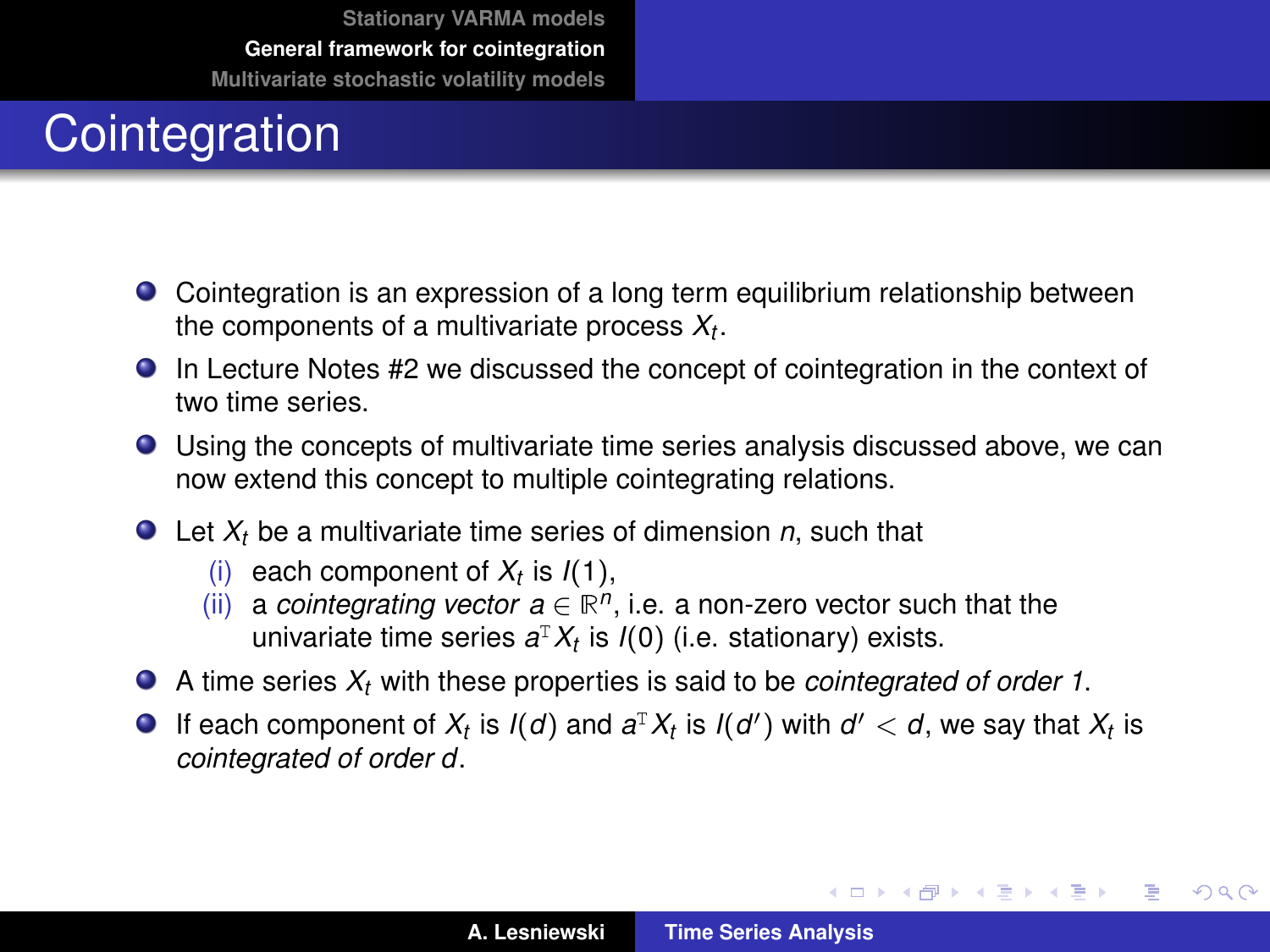# Cointegration

- Cointegration is an expression of a long term equilibrium relationship between the components of a multivariate process $X_t$.
- In Lecture Notes #2 we discussed the concept of cointegration in the context of two time series.
- Using the concepts of multivariate time series analysis discussed above, we can now extend this concept to multiple cointegrating relations.
- Let $X_t$ be a multivariate time series of dimension $n$, such that
  - (i) each component of $X_t$ is $I(1)$,
  - (ii) a *cointegrating vector* $a \in \mathbb{R}^n$, i.e. a non-zero vector such that the univariate time series $a^{\mathrm{T}} X_t$ is $I(0)$ (i.e. stationary) exists.
- A time series $X_t$ with these properties is said to be *cointegrated of order 1*.
- If each component of $X_t$ is $I(d)$ and $a^{\mathrm{T}} X_t$ is $I(d')$ with $d' < d$, we say that $X_t$ is *cointegrated of order* $d$.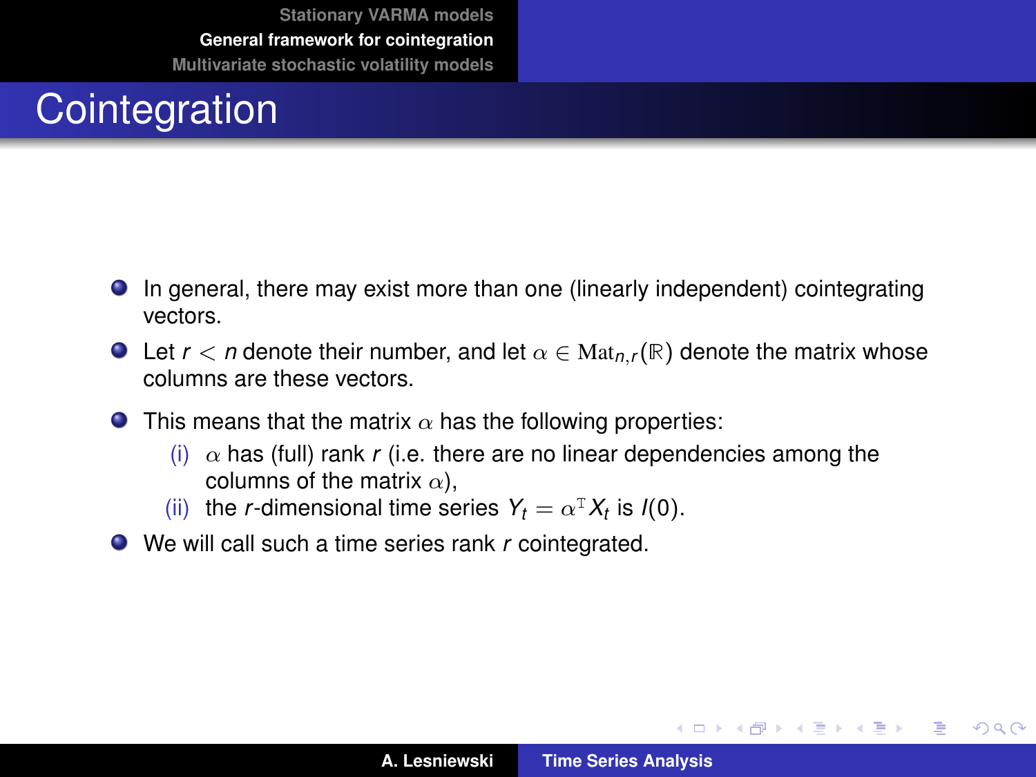# Cointegration

- In general, there may exist more than one (linearly independent) cointegrating vectors.
- Let $r < n$ denote their number, and let $\alpha \in \mathrm{Mat}_{n,r}(\mathbb{R})$ denote the matrix whose columns are these vectors.
- This means that the matrix $\alpha$ has the following properties:
  - (i) $\alpha$ has (full) rank $r$ (i.e. there are no linear dependencies among the columns of the matrix $\alpha$),
  - (ii) the $r$-dimensional time series $Y_t = \alpha^{\mathrm{T}} X_t$ is $I(0)$.
- We will call such a time series rank $r$ cointegrated.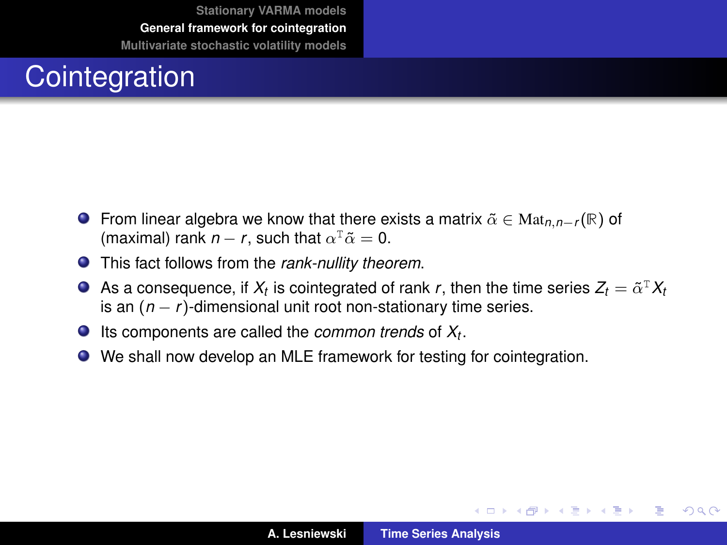# Cointegration

- From linear algebra we know that there exists a matrix $\tilde{\alpha} \in \mathrm{Mat}_{n,n-r}(\mathbb{R})$ of (maximal) rank $n-r$, such that $\alpha^{\mathrm{T}}\tilde{\alpha} = 0$.
- This fact follows from the *rank-nullity theorem*.
- As a consequence, if $X_t$ is cointegrated of rank $r$, then the time series $Z_t = \tilde{\alpha}^{\mathrm{T}} X_t$ is an $(n-r)$-dimensional unit root non-stationary time series.
- Its components are called the *common trends* of $X_t$.
- We shall now develop an MLE framework for testing for cointegration.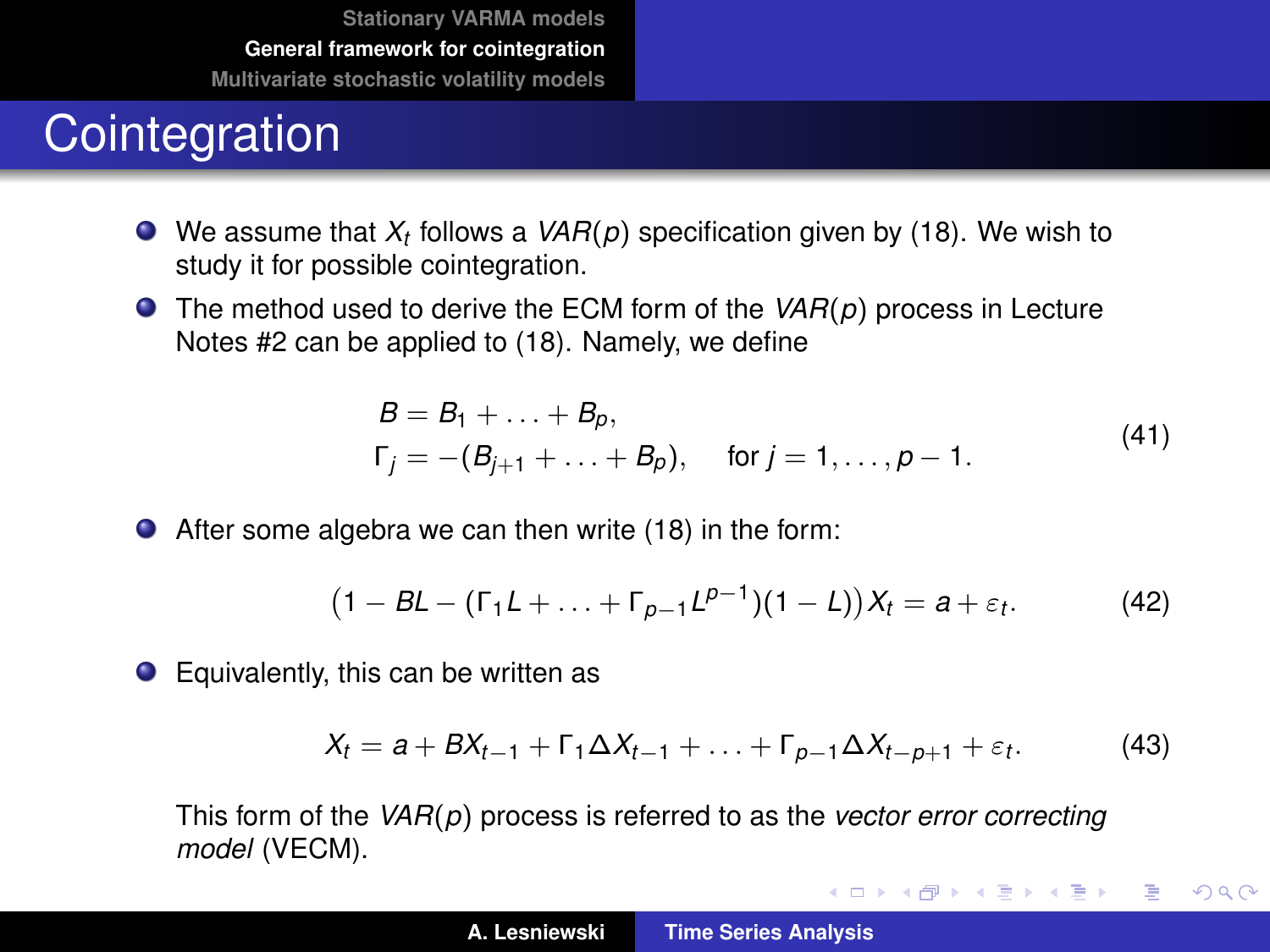# Cointegration

- We assume that $X_t$ follows a $VAR(p)$ specification given by (18). We wish to study it for possible cointegration.
- The method used to derive the ECM form of the $VAR(p)$ process in Lecture Notes #2 can be applied to (18). Namely, we define

$$
\begin{aligned}
B &= B_1 + \ldots + B_p, \\
\Gamma_j &= -(B_{j+1} + \ldots + B_p), \quad \text{for } j = 1, \ldots, p-1.
\end{aligned}
\tag{41}
$$

- After some algebra we can then write (18) in the form:

$$
\big(1 - BL - (\Gamma_1 L + \ldots + \Gamma_{p-1} L^{p-1})(1 - L)\big) X_t = a + \varepsilon_t. \tag{42}
$$

- Equivalently, this can be written as

$$
X_t = a + BX_{t-1} + \Gamma_1 \Delta X_{t-1} + \ldots + \Gamma_{p-1} \Delta X_{t-p+1} + \varepsilon_t. \tag{43}
$$

  This form of the $VAR(p)$ process is referred to as the *vector error correcting model* (VECM).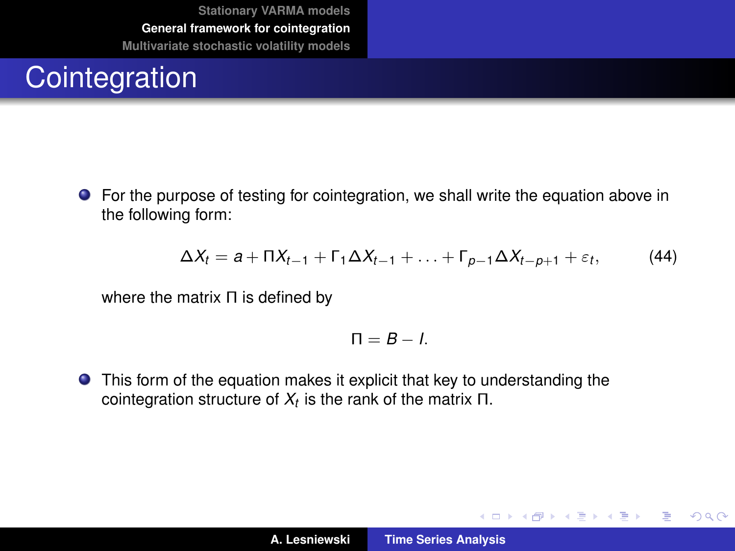# Cointegration

- For the purpose of testing for cointegration, we shall write the equation above in the following form:

$$\Delta X_t = a + \Pi X_{t-1} + \Gamma_1 \Delta X_{t-1} + \ldots + \Gamma_{p-1} \Delta X_{t-p+1} + \varepsilon_t, \tag{44}$$

where the matrix $\Pi$ is defined by

$$\Pi = B - I.$$

- This form of the equation makes it explicit that key to understanding the cointegration structure of $X_t$ is the rank of the matrix $\Pi$.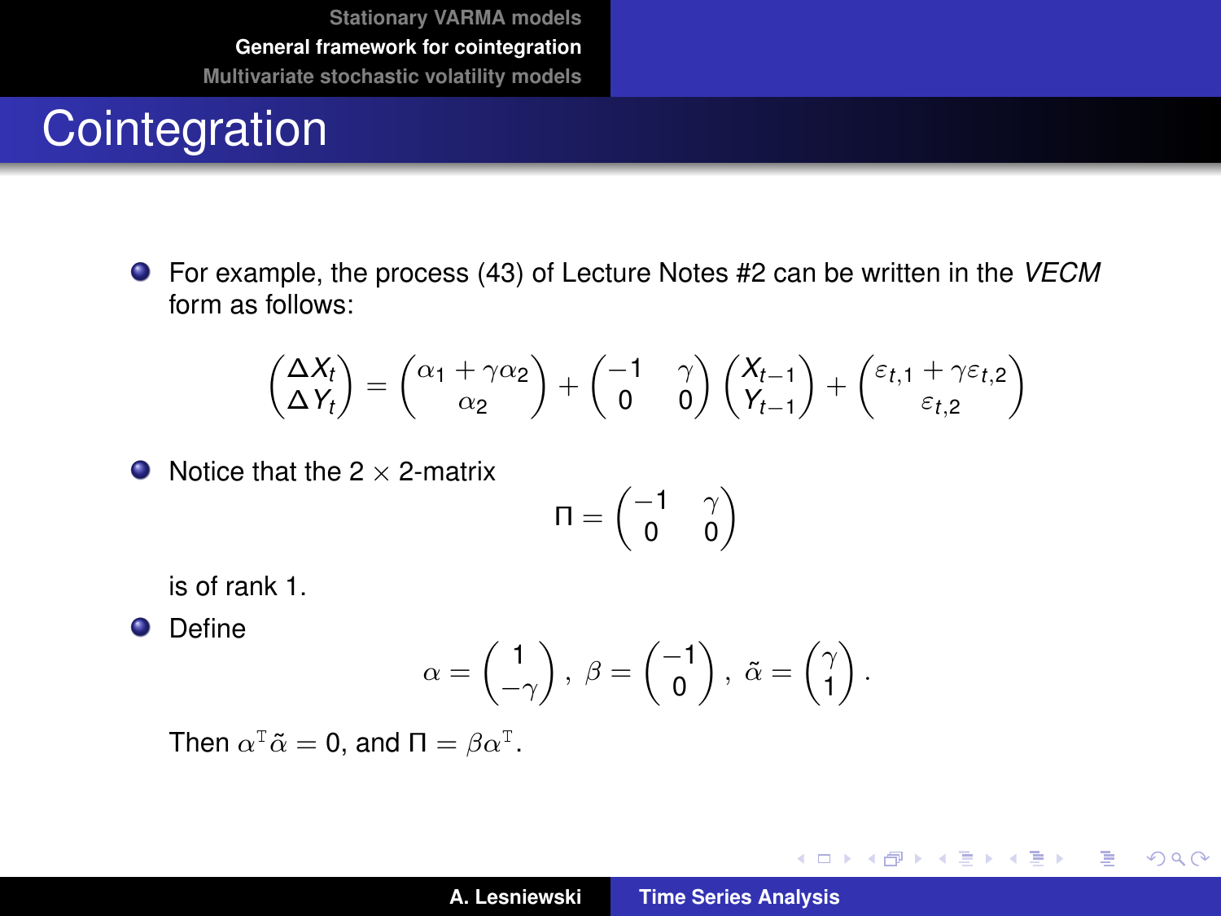# Cointegration

- For example, the process (43) of Lecture Notes #2 can be written in the *VECM* form as follows:

$$\begin{pmatrix} \Delta X_t \\ \Delta Y_t \end{pmatrix} = \begin{pmatrix} \alpha_1 + \gamma\alpha_2 \\ \alpha_2 \end{pmatrix} + \begin{pmatrix} -1 & \gamma \\ 0 & 0 \end{pmatrix} \begin{pmatrix} X_{t-1} \\ Y_{t-1} \end{pmatrix} + \begin{pmatrix} \varepsilon_{t,1} + \gamma\varepsilon_{t,2} \\ \varepsilon_{t,2} \end{pmatrix}$$

- Notice that the $2 \times 2$-matrix

$$\Pi = \begin{pmatrix} -1 & \gamma \\ 0 & 0 \end{pmatrix}$$

  is of rank 1.

- Define

$$\alpha = \begin{pmatrix} 1 \\ -\gamma \end{pmatrix}, \; \beta = \begin{pmatrix} -1 \\ 0 \end{pmatrix}, \; \tilde{\alpha} = \begin{pmatrix} \gamma \\ 1 \end{pmatrix}.$$

  Then $\alpha^{\mathrm{T}}\tilde{\alpha} = 0$, and $\Pi = \beta\alpha^{\mathrm{T}}$.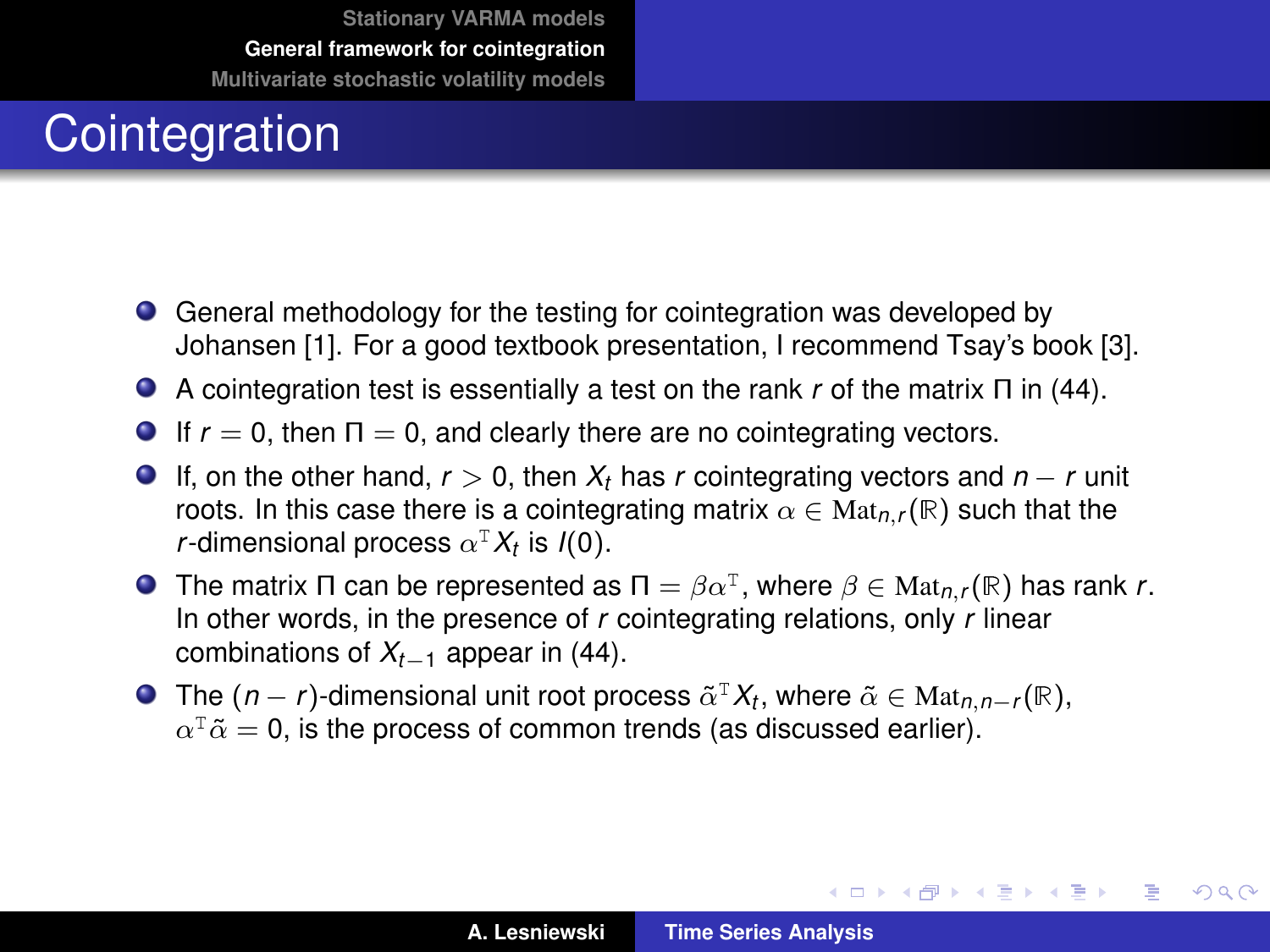# Cointegration

- General methodology for the testing for cointegration was developed by Johansen [1]. For a good textbook presentation, I recommend Tsay's book [3].
- A cointegration test is essentially a test on the rank $r$ of the matrix $\Pi$ in (44).
- If $r = 0$, then $\Pi = 0$, and clearly there are no cointegrating vectors.
- If, on the other hand, $r > 0$, then $X_t$ has $r$ cointegrating vectors and $n - r$ unit roots. In this case there is a cointegrating matrix $\alpha \in \mathrm{Mat}_{n,r}(\mathbb{R})$ such that the $r$-dimensional process $\alpha^{\mathrm{T}} X_t$ is $I(0)$.
- The matrix $\Pi$ can be represented as $\Pi = \beta\alpha^{\mathrm{T}}$, where $\beta \in \mathrm{Mat}_{n,r}(\mathbb{R})$ has rank $r$. In other words, in the presence of $r$ cointegrating relations, only $r$ linear combinations of $X_{t-1}$ appear in (44).
- The $(n - r)$-dimensional unit root process $\tilde{\alpha}^{\mathrm{T}} X_t$, where $\tilde{\alpha} \in \mathrm{Mat}_{n,n-r}(\mathbb{R})$, $\alpha^{\mathrm{T}}\tilde{\alpha} = 0$, is the process of common trends (as discussed earlier).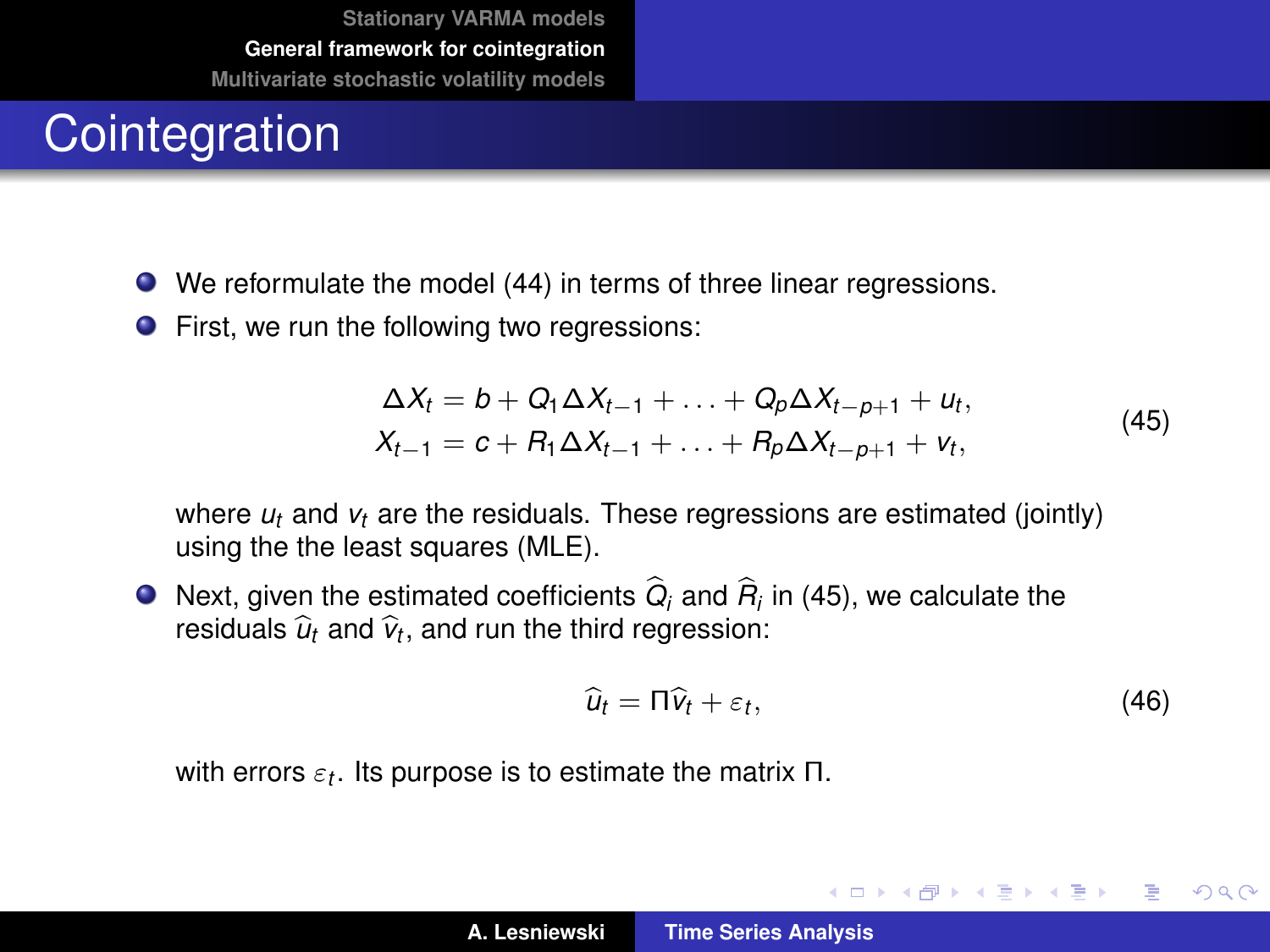# Cointegration

- We reformulate the model (44) in terms of three linear regressions.
- First, we run the following two regressions:

$$
\begin{aligned}
\Delta X_t &= b + Q_1 \Delta X_{t-1} + \ldots + Q_p \Delta X_{t-p+1} + u_t, \\
X_{t-1} &= c + R_1 \Delta X_{t-1} + \ldots + R_p \Delta X_{t-p+1} + v_t,
\end{aligned}
\tag{45}
$$

  where $u_t$ and $v_t$ are the residuals. These regressions are estimated (jointly) using the the least squares (MLE).

- Next, given the estimated coefficients $\widehat{Q}_i$ and $\widehat{R}_i$ in (45), we calculate the residuals $\widehat{u}_t$ and $\widehat{v}_t$, and run the third regression:

$$
\widehat{u}_t = \Pi \widehat{v}_t + \varepsilon_t, \tag{46}
$$

  with errors $\varepsilon_t$. Its purpose is to estimate the matrix $\Pi$.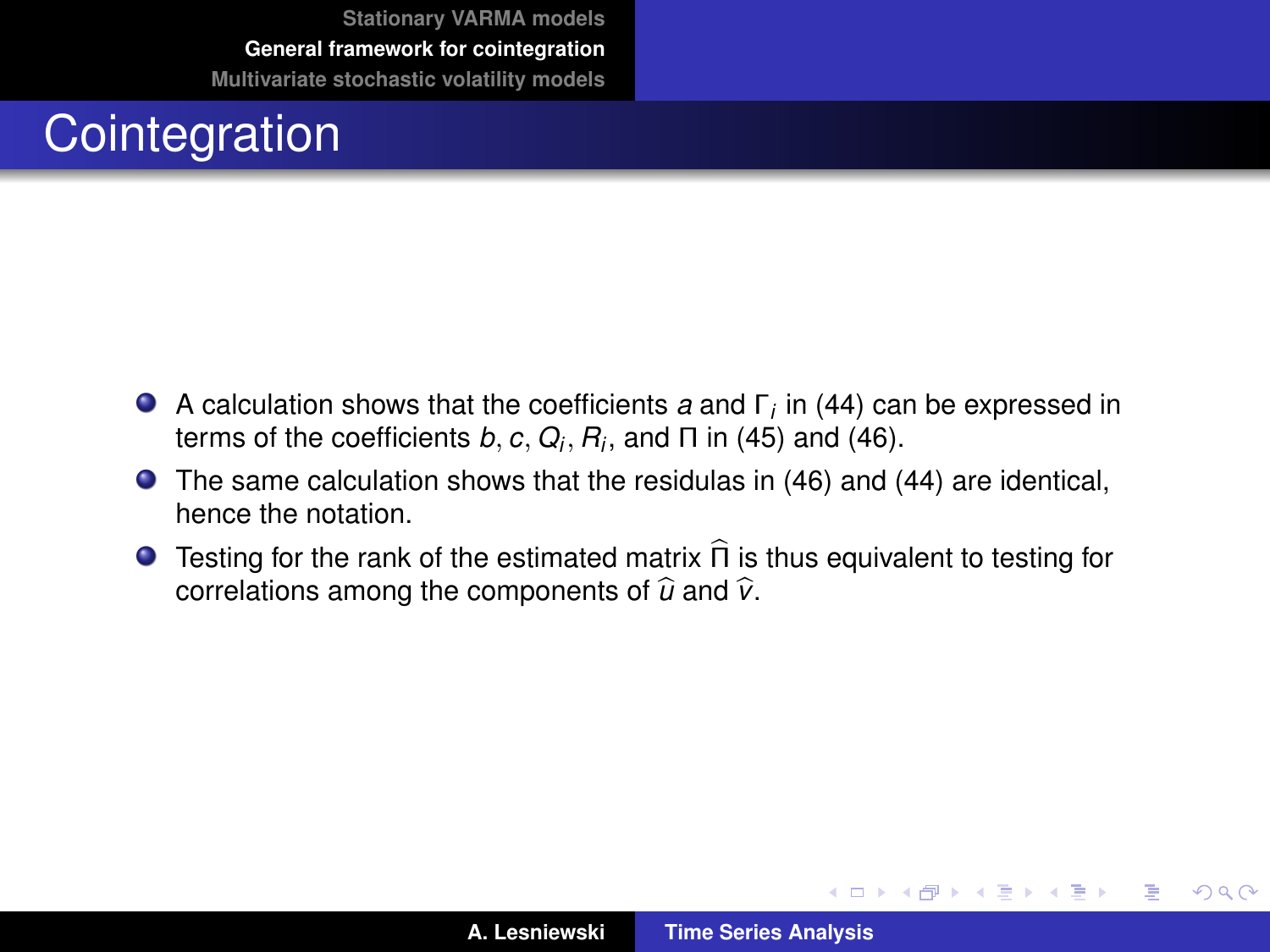# Cointegration

- A calculation shows that the coefficients $a$ and $\Gamma_i$ in (44) can be expressed in terms of the coefficients $b$, $c$, $Q_i$, $R_i$, and $\Pi$ in (45) and (46).
- The same calculation shows that the residulas in (46) and (44) are identical, hence the notation.
- Testing for the rank of the estimated matrix $\widehat{\Pi}$ is thus equivalent to testing for correlations among the components of $\widehat{u}$ and $\widehat{v}$.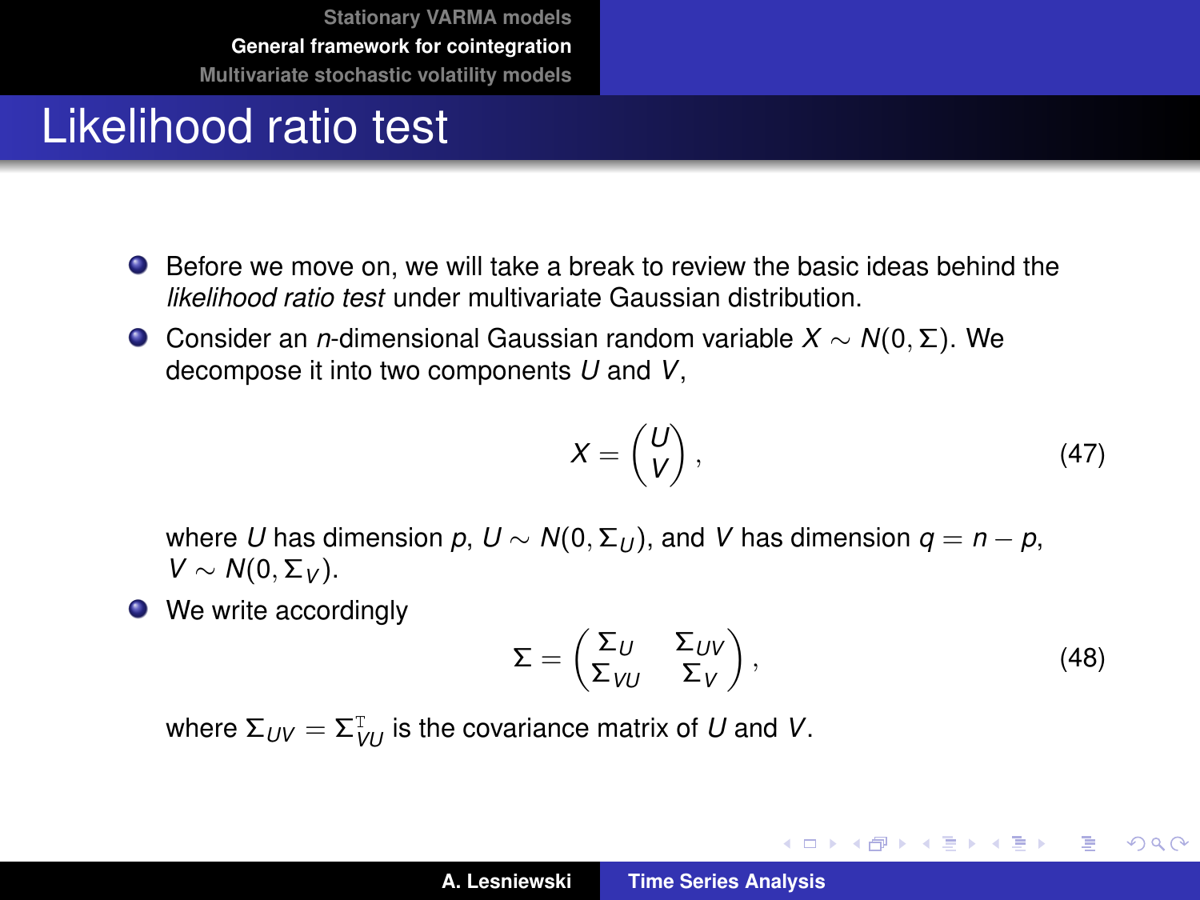# Likelihood ratio test

- Before we move on, we will take a break to review the basic ideas behind the *likelihood ratio test* under multivariate Gaussian distribution.
- Consider an $n$-dimensional Gaussian random variable $X \sim N(0, \Sigma)$. We decompose it into two components $U$ and $V$,

$$X = \begin{pmatrix} U \\ V \end{pmatrix}, \tag{47}$$

  where $U$ has dimension $p$, $U \sim N(0, \Sigma_U)$, and $V$ has dimension $q = n - p$, $V \sim N(0, \Sigma_V)$.
- We write accordingly

$$\Sigma = \begin{pmatrix} \Sigma_U & \Sigma_{UV} \\ \Sigma_{VU} & \Sigma_V \end{pmatrix}, \tag{48}$$

  where $\Sigma_{UV} = \Sigma_{VU}^{\mathrm{T}}$ is the covariance matrix of $U$ and $V$.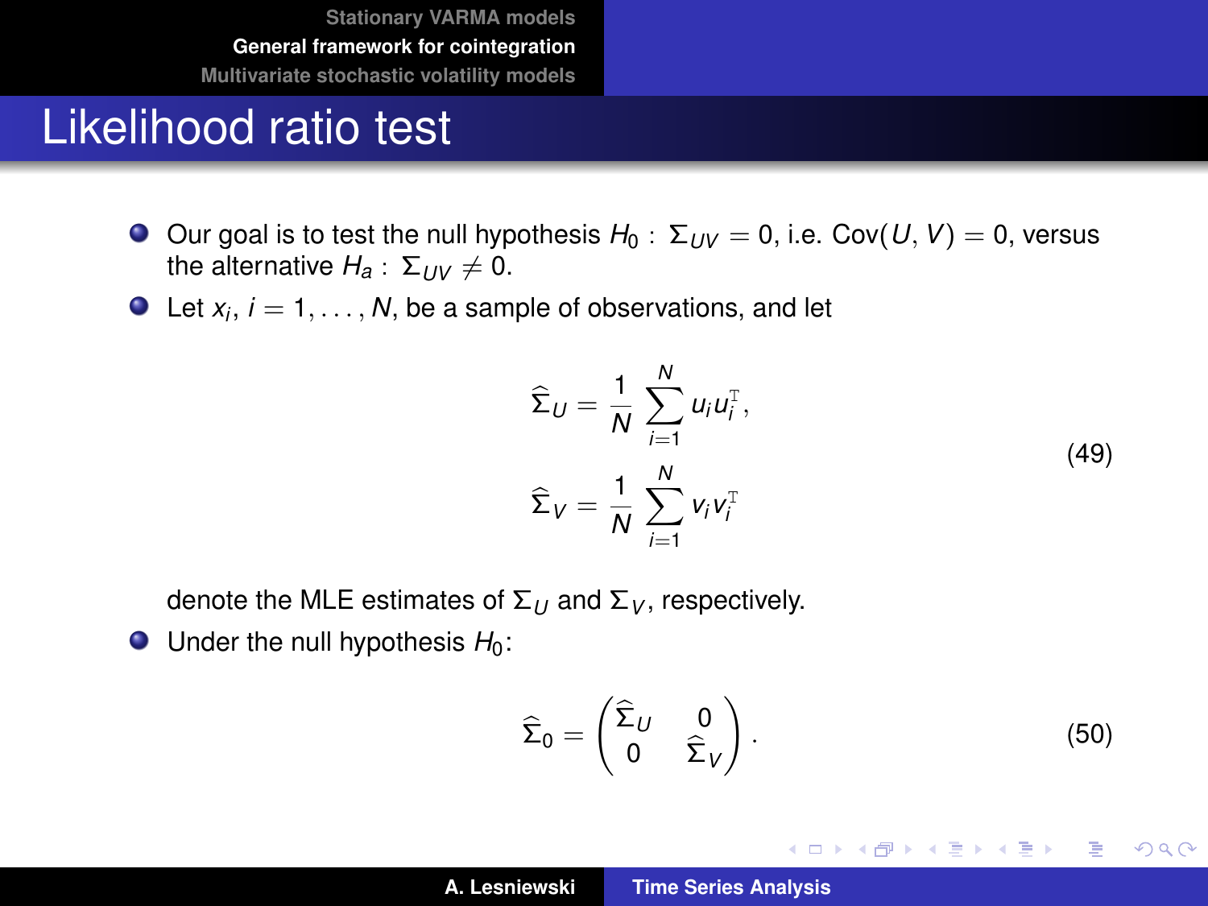# Likelihood ratio test

- Our goal is to test the null hypothesis $H_0 : \Sigma_{UV} = 0$, i.e. $\mathrm{Cov}(U, V) = 0$, versus the alternative $H_a : \Sigma_{UV} \neq 0$.
- Let $x_i$, $i = 1, \ldots, N$, be a sample of observations, and let

$$
\begin{aligned}
\widehat{\Sigma}_U &= \frac{1}{N} \sum_{i=1}^{N} u_i u_i^{\mathrm{T}}, \\
\widehat{\Sigma}_V &= \frac{1}{N} \sum_{i=1}^{N} v_i v_i^{\mathrm{T}}
\end{aligned}
\tag{49}
$$

  denote the MLE estimates of $\Sigma_U$ and $\Sigma_V$, respectively.
- Under the null hypothesis $H_0$:

$$
\widehat{\Sigma}_0 = \begin{pmatrix} \widehat{\Sigma}_U & 0 \\ 0 & \widehat{\Sigma}_V \end{pmatrix}. \tag{50}
$$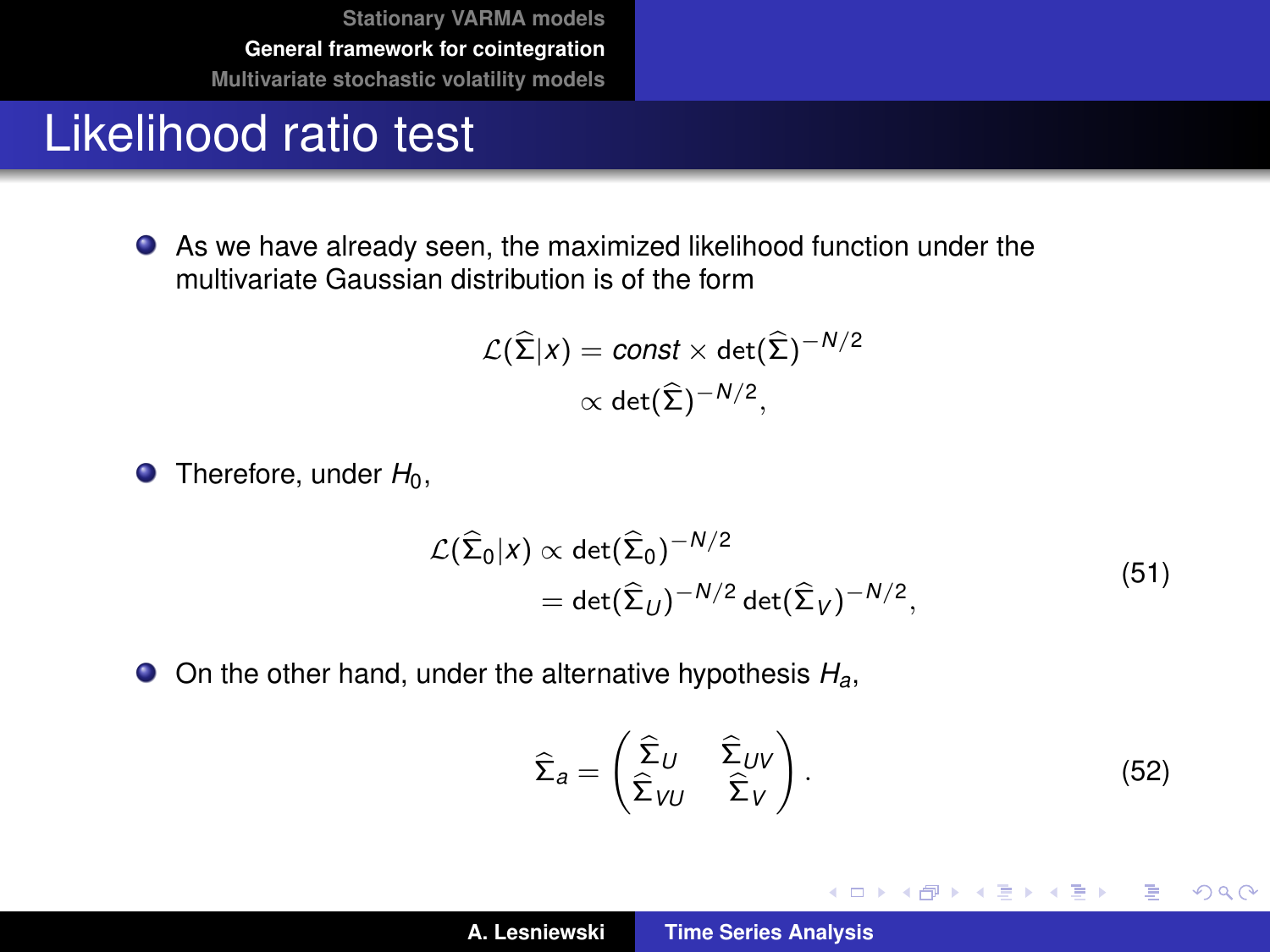# Likelihood ratio test

- As we have already seen, the maximized likelihood function under the multivariate Gaussian distribution is of the form

$$
\begin{aligned}
\mathcal{L}(\widehat{\Sigma}|x) &= const \times \det(\widehat{\Sigma})^{-N/2} \\
&\propto \det(\widehat{\Sigma})^{-N/2},
\end{aligned}
$$

- Therefore, under $H_0$,

$$
\begin{aligned}
\mathcal{L}(\widehat{\Sigma}_0|x) &\propto \det(\widehat{\Sigma}_0)^{-N/2} \\
&= \det(\widehat{\Sigma}_U)^{-N/2} \det(\widehat{\Sigma}_V)^{-N/2},
\end{aligned}
\tag{51}
$$

- On the other hand, under the alternative hypothesis $H_a$,

$$
\widehat{\Sigma}_a = \begin{pmatrix} \widehat{\Sigma}_U & \widehat{\Sigma}_{UV} \\ \widehat{\Sigma}_{VU} & \widehat{\Sigma}_V \end{pmatrix}. \tag{52}
$$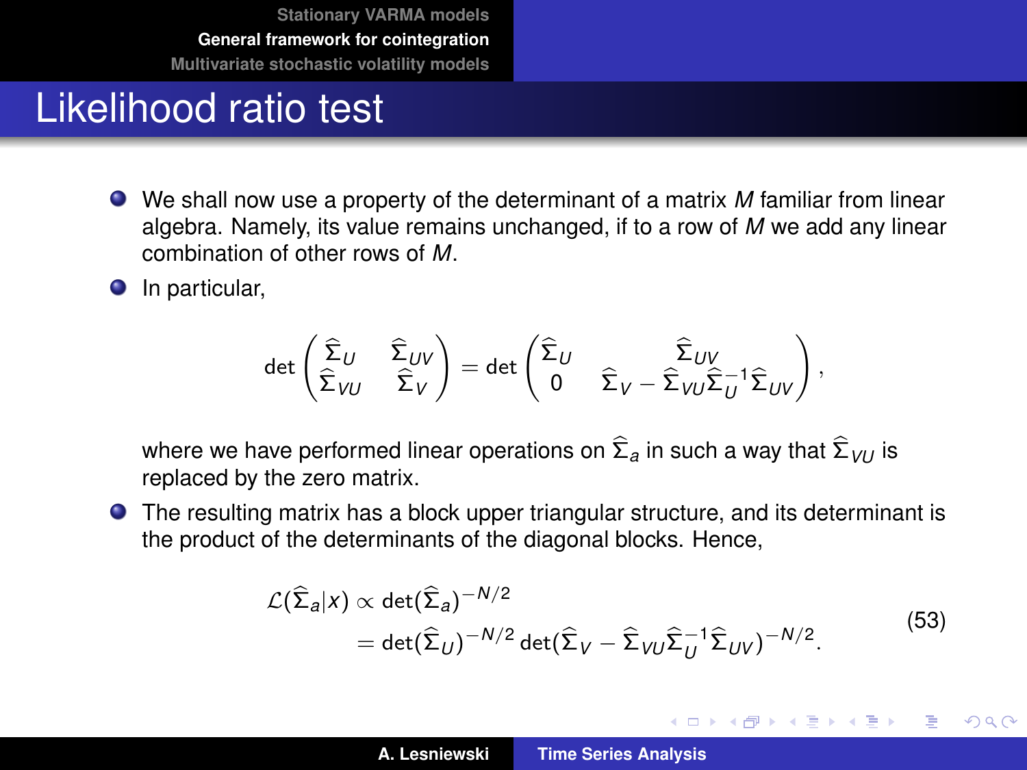# Likelihood ratio test

- We shall now use a property of the determinant of a matrix $M$ familiar from linear algebra. Namely, its value remains unchanged, if to a row of $M$ we add any linear combination of other rows of $M$.
- In particular,

$$\det\begin{pmatrix} \widehat{\Sigma}_U & \widehat{\Sigma}_{UV} \\ \widehat{\Sigma}_{VU} & \widehat{\Sigma}_V \end{pmatrix} = \det\begin{pmatrix} \widehat{\Sigma}_U & \widehat{\Sigma}_{UV} \\ 0 & \widehat{\Sigma}_V - \widehat{\Sigma}_{VU}\widehat{\Sigma}_U^{-1}\widehat{\Sigma}_{UV} \end{pmatrix},$$

  where we have performed linear operations on $\widehat{\Sigma}_a$ in such a way that $\widehat{\Sigma}_{VU}$ is replaced by the zero matrix.
- The resulting matrix has a block upper triangular structure, and its determinant is the product of the determinants of the diagonal blocks. Hence,

$$\begin{aligned} \mathcal{L}(\widehat{\Sigma}_a|x) &\propto \det(\widehat{\Sigma}_a)^{-N/2} \\ &= \det(\widehat{\Sigma}_U)^{-N/2}\det(\widehat{\Sigma}_V - \widehat{\Sigma}_{VU}\widehat{\Sigma}_U^{-1}\widehat{\Sigma}_{UV})^{-N/2}. \end{aligned} \tag{53}$$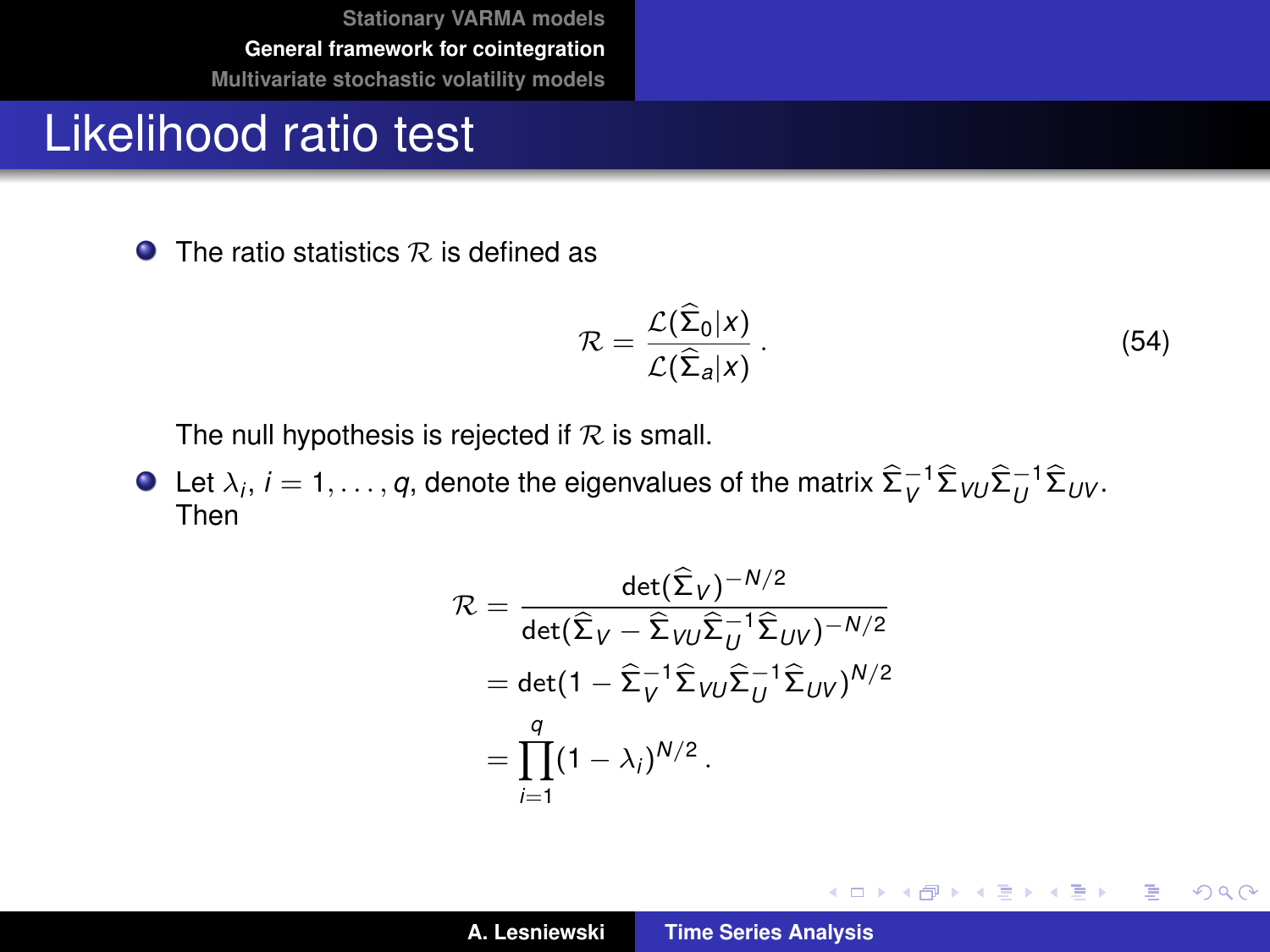# Likelihood ratio test

- The ratio statistics $\mathcal{R}$ is defined as

$$\mathcal{R} = \frac{\mathcal{L}(\widehat{\Sigma}_0|x)}{\mathcal{L}(\widehat{\Sigma}_a|x)}\,. \tag{54}$$

  The null hypothesis is rejected if $\mathcal{R}$ is small.

- Let $\lambda_i$, $i = 1, \ldots, q$, denote the eigenvalues of the matrix $\widehat{\Sigma}_V^{-1}\widehat{\Sigma}_{VU}\widehat{\Sigma}_U^{-1}\widehat{\Sigma}_{UV}$. Then

$$\begin{aligned}
\mathcal{R} &= \frac{\det(\widehat{\Sigma}_V)^{-N/2}}{\det(\widehat{\Sigma}_V - \widehat{\Sigma}_{VU}\widehat{\Sigma}_U^{-1}\widehat{\Sigma}_{UV})^{-N/2}} \\
&= \det(1 - \widehat{\Sigma}_V^{-1}\widehat{\Sigma}_{VU}\widehat{\Sigma}_U^{-1}\widehat{\Sigma}_{UV})^{N/2} \\
&= \prod_{i=1}^{q}(1-\lambda_i)^{N/2}\,.
\end{aligned}$$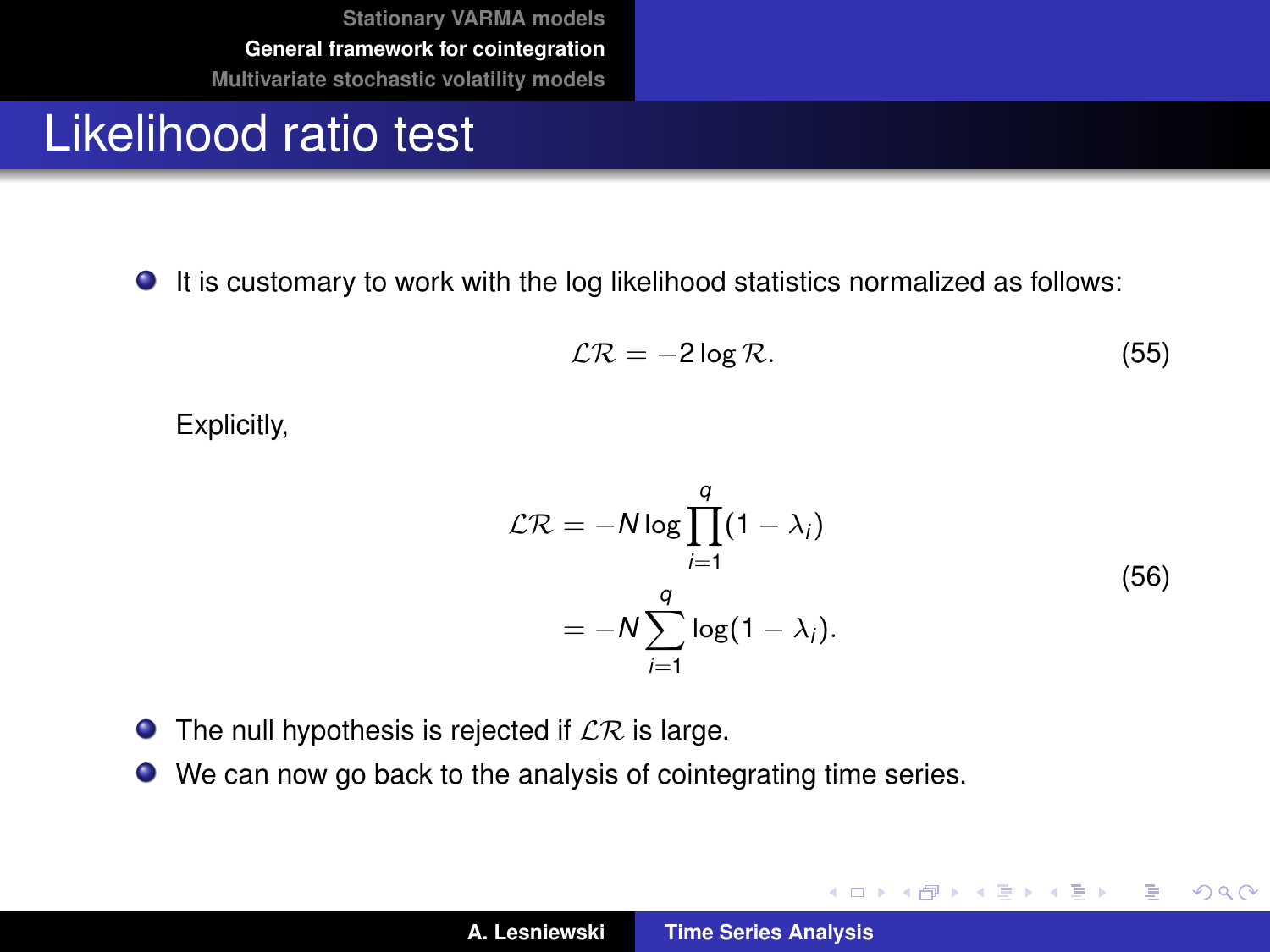# Likelihood ratio test

- It is customary to work with the log likelihood statistics normalized as follows:

$$\mathcal{LR} = -2 \log \mathcal{R}. \tag{55}$$

Explicitly,

$$\begin{aligned} \mathcal{LR} &= -N \log \prod_{i=1}^{q} (1 - \lambda_i) \\ &= -N \sum_{i=1}^{q} \log(1 - \lambda_i). \end{aligned} \tag{56}$$

- The null hypothesis is rejected if $\mathcal{LR}$ is large.
- We can now go back to the analysis of cointegrating time series.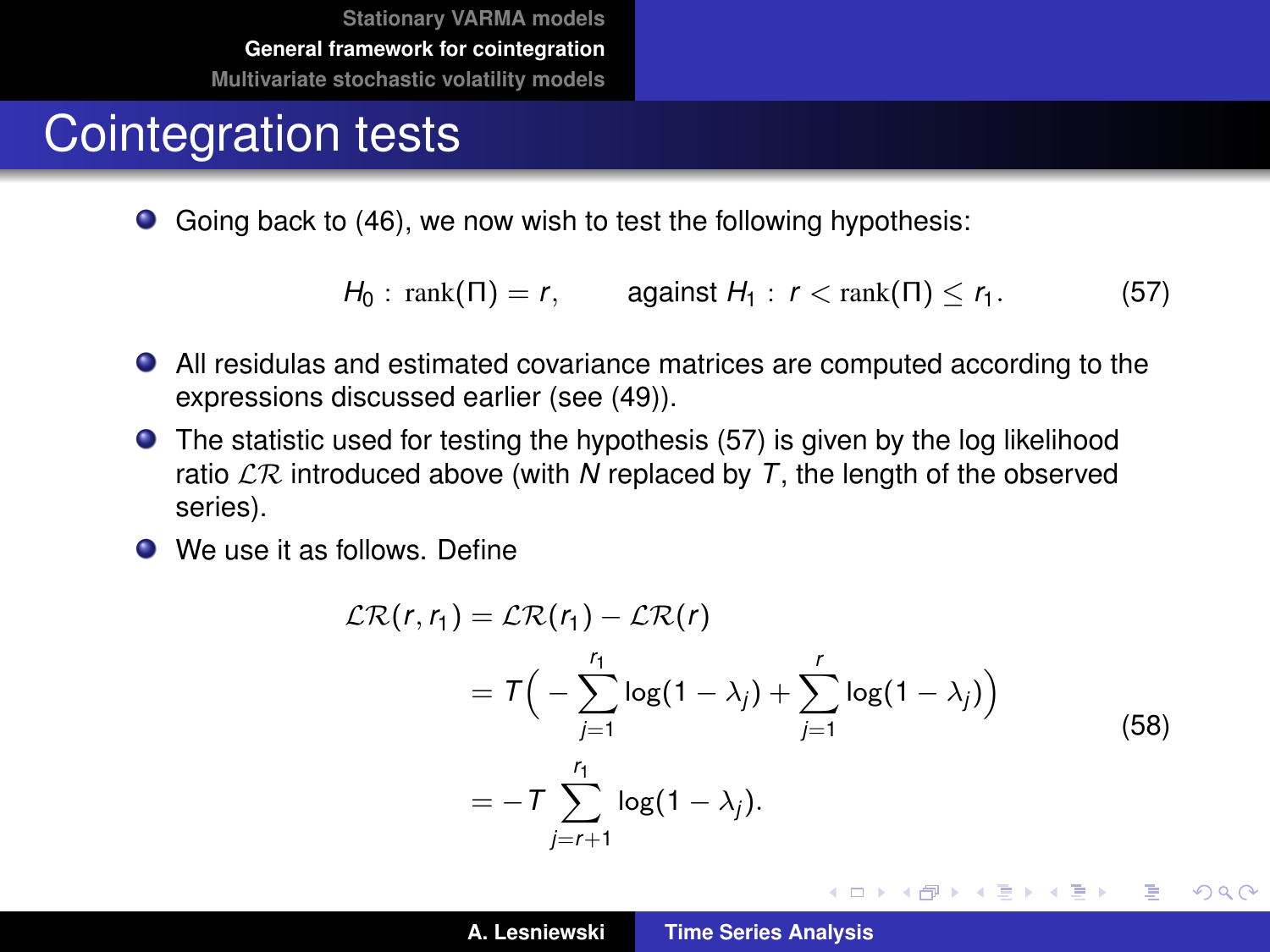# Cointegration tests

- Going back to (46), we now wish to test the following hypothesis:

$$H_0 : \operatorname{rank}(\Pi) = r, \qquad \text{against } H_1 : r < \operatorname{rank}(\Pi) \leq r_1. \tag{57}$$

- All residulas and estimated covariance matrices are computed according to the expressions discussed earlier (see (49)).
- The statistic used for testing the hypothesis (57) is given by the log likelihood ratio $\mathcal{LR}$ introduced above (with $N$ replaced by $T$, the length of the observed series).
- We use it as follows. Define

$$\begin{aligned}
\mathcal{LR}(r, r_1) &= \mathcal{LR}(r_1) - \mathcal{LR}(r) \\
&= T\Big( - \sum_{j=1}^{r_1} \log(1 - \lambda_j) + \sum_{j=1}^{r} \log(1 - \lambda_j)\Big) \\
&= -T \sum_{j=r+1}^{r_1} \log(1 - \lambda_j).
\end{aligned} \tag{58}$$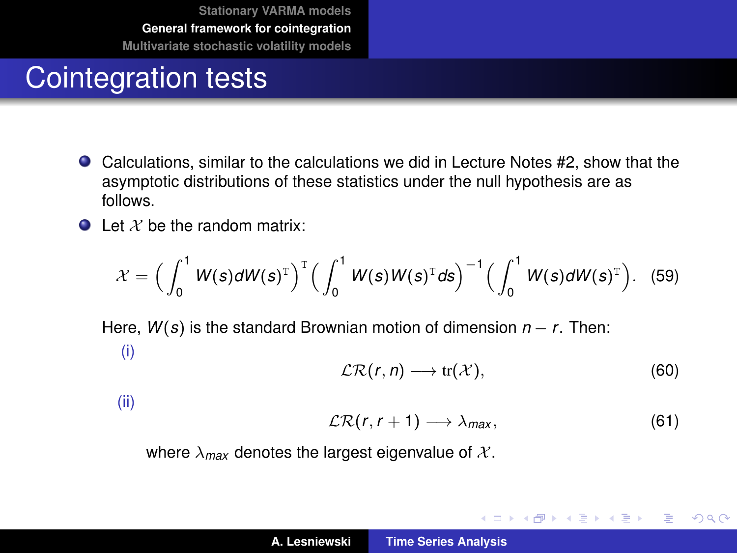# Cointegration tests

- Calculations, similar to the calculations we did in Lecture Notes #2, show that the asymptotic distributions of these statistics under the null hypothesis are as follows.
- Let $\mathcal{X}$ be the random matrix:

$$\mathcal{X} = \Big(\int_0^1 W(s)dW(s)^{\mathrm{T}}\Big)^{\mathrm{T}}\Big(\int_0^1 W(s)W(s)^{\mathrm{T}}ds\Big)^{-1}\Big(\int_0^1 W(s)dW(s)^{\mathrm{T}}\Big). \tag{59}$$

Here, $W(s)$ is the standard Brownian motion of dimension $n - r$. Then:

(i)

$$\mathcal{LR}(r, n) \longrightarrow \mathrm{tr}(\mathcal{X}), \tag{60}$$

(ii)

$$\mathcal{LR}(r, r+1) \longrightarrow \lambda_{max}, \tag{61}$$

where $\lambda_{max}$ denotes the largest eigenvalue of $\mathcal{X}$.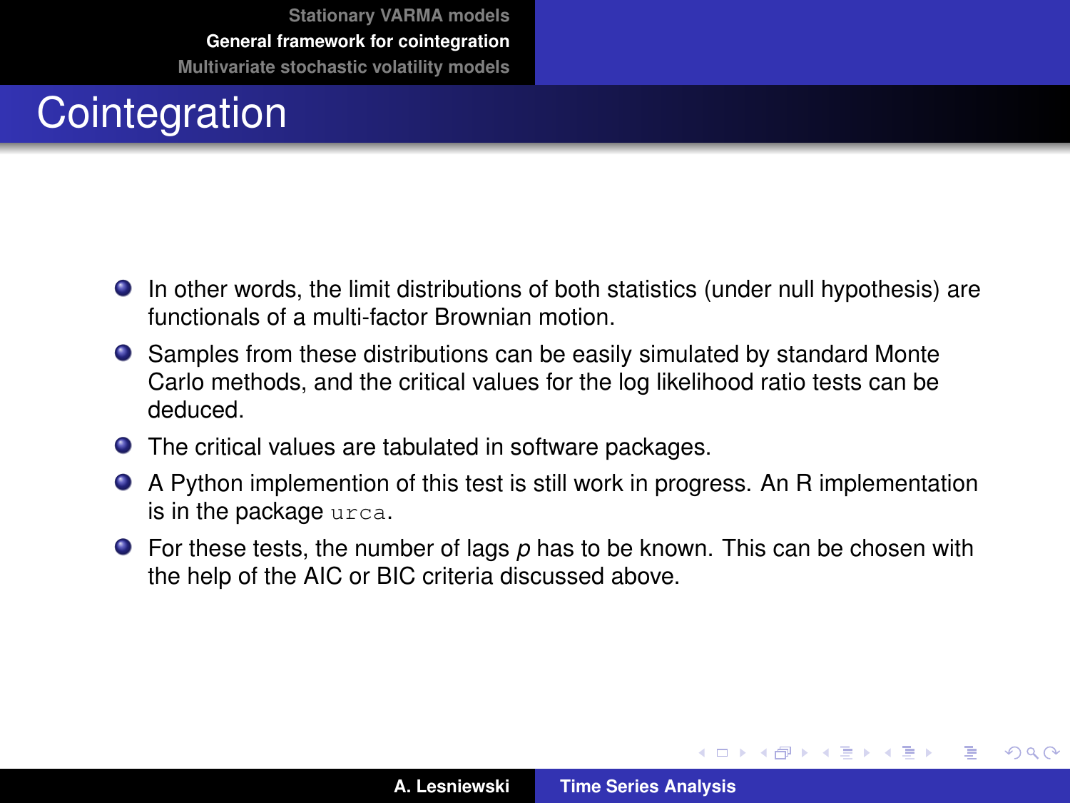# Cointegration

- In other words, the limit distributions of both statistics (under null hypothesis) are functionals of a multi-factor Brownian motion.
- Samples from these distributions can be easily simulated by standard Monte Carlo methods, and the critical values for the log likelihood ratio tests can be deduced.
- The critical values are tabulated in software packages.
- A Python implemention of this test is still work in progress. An R implementation is in the package `urca`.
- For these tests, the number of lags $p$ has to be known. This can be chosen with the help of the AIC or BIC criteria discussed above.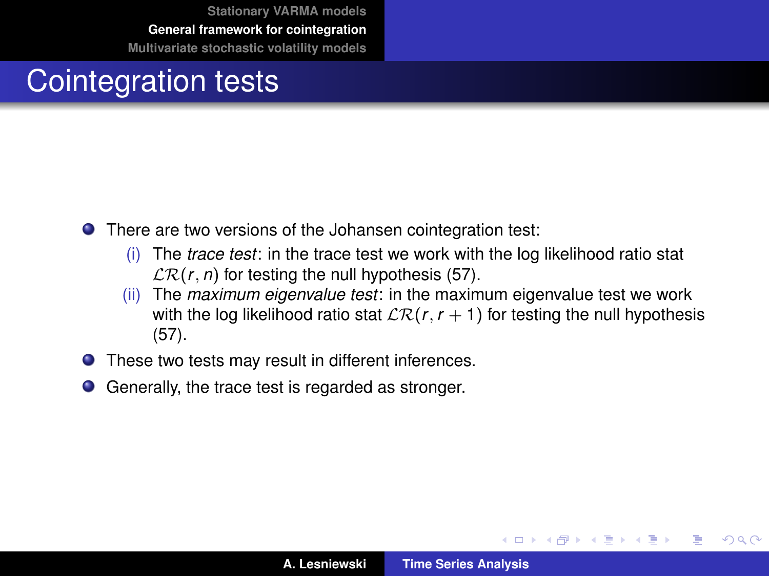# Cointegration tests

- There are two versions of the Johansen cointegration test:
  - (i) The *trace test*: in the trace test we work with the log likelihood ratio stat $\mathcal{LR}(r, n)$ for testing the null hypothesis (57).
  - (ii) The *maximum eigenvalue test*: in the maximum eigenvalue test we work with the log likelihood ratio stat $\mathcal{LR}(r, r+1)$ for testing the null hypothesis (57).
- These two tests may result in different inferences.
- Generally, the trace test is regarded as stronger.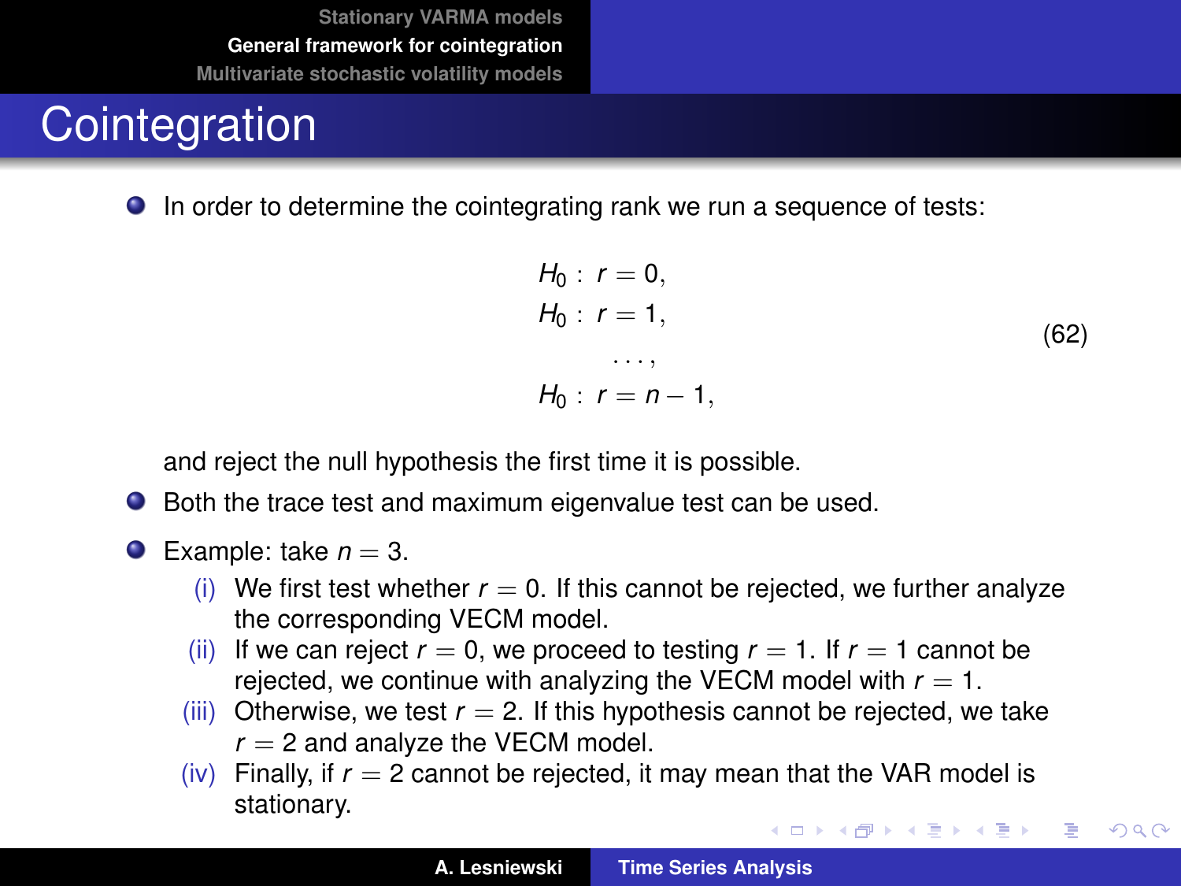# Cointegration

- In order to determine the cointegrating rank we run a sequence of tests:

$$
\begin{aligned}
H_0 &: \ r = 0, \\
H_0 &: \ r = 1, \\
&\ldots, \\
H_0 &: \ r = n - 1,
\end{aligned}
\tag{62}
$$

  and reject the null hypothesis the first time it is possible.

- Both the trace test and maximum eigenvalue test can be used.

- Example: take $n = 3$.
  - (i) We first test whether $r = 0$. If this cannot be rejected, we further analyze the corresponding VECM model.
  - (ii) If we can reject $r = 0$, we proceed to testing $r = 1$. If $r = 1$ cannot be rejected, we continue with analyzing the VECM model with $r = 1$.
  - (iii) Otherwise, we test $r = 2$. If this hypothesis cannot be rejected, we take $r = 2$ and analyze the VECM model.
  - (iv) Finally, if $r = 2$ cannot be rejected, it may mean that the VAR model is stationary.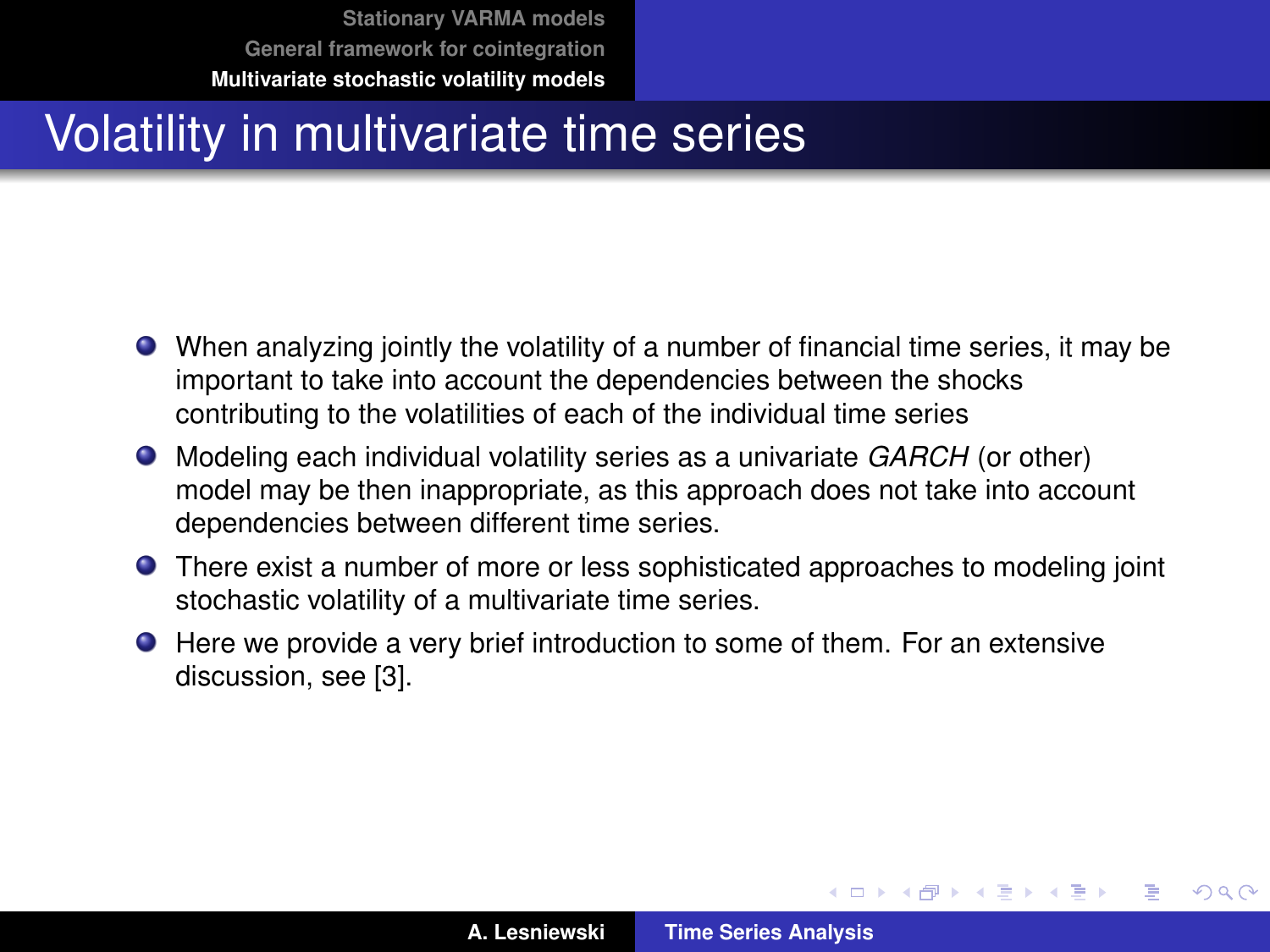# Volatility in multivariate time series

- When analyzing jointly the volatility of a number of financial time series, it may be important to take into account the dependencies between the shocks contributing to the volatilities of each of the individual time series
- Modeling each individual volatility series as a univariate *GARCH* (or other) model may be then inappropriate, as this approach does not take into account dependencies between different time series.
- There exist a number of more or less sophisticated approaches to modeling joint stochastic volatility of a multivariate time series.
- Here we provide a very brief introduction to some of them. For an extensive discussion, see [3].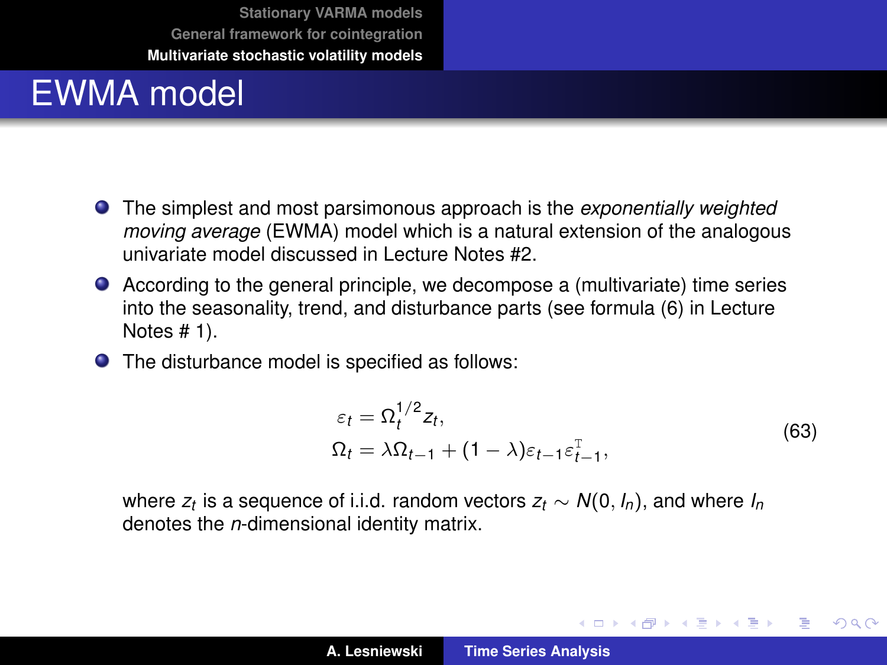# EWMA model

- The simplest and most parsimonious approach is the *exponentially weighted moving average* (EWMA) model which is a natural extension of the analogous univariate model discussed in Lecture Notes #2.
- According to the general principle, we decompose a (multivariate) time series into the seasonality, trend, and disturbance parts (see formula (6) in Lecture Notes # 1).
- The disturbance model is specified as follows:

$$
\begin{aligned}
\varepsilon_t &= \Omega_t^{1/2} z_t, \\
\Omega_t &= \lambda \Omega_{t-1} + (1-\lambda) \varepsilon_{t-1} \varepsilon_{t-1}^{\mathrm{T}},
\end{aligned}
\tag{63}
$$

where $z_t$ is a sequence of i.i.d. random vectors $z_t \sim N(0, I_n)$, and where $I_n$ denotes the $n$-dimensional identity matrix.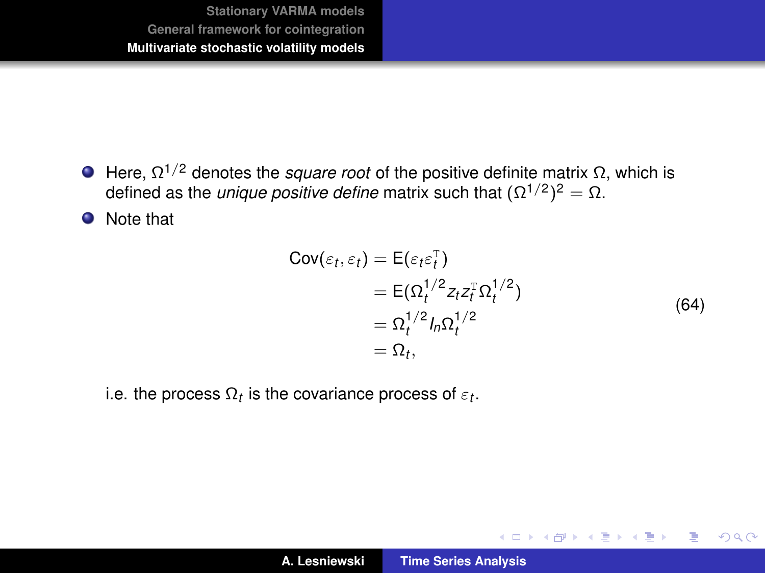- Here, $\Omega^{1/2}$ denotes the *square root* of the positive definite matrix $\Omega$, which is defined as the *unique positive define* matrix such that $(\Omega^{1/2})^2 = \Omega$.
- Note that

$$
\begin{aligned}
\operatorname{Cov}(\varepsilon_t, \varepsilon_t) &= \mathsf{E}(\varepsilon_t \varepsilon_t^{\mathrm{T}}) \\
&= \mathsf{E}(\Omega_t^{1/2} z_t z_t^{\mathrm{T}} \Omega_t^{1/2}) \\
&= \Omega_t^{1/2} I_n \Omega_t^{1/2} \\
&= \Omega_t ,
\end{aligned}
\tag{64}
$$

i.e. the process $\Omega_t$ is the covariance process of $\varepsilon_t$.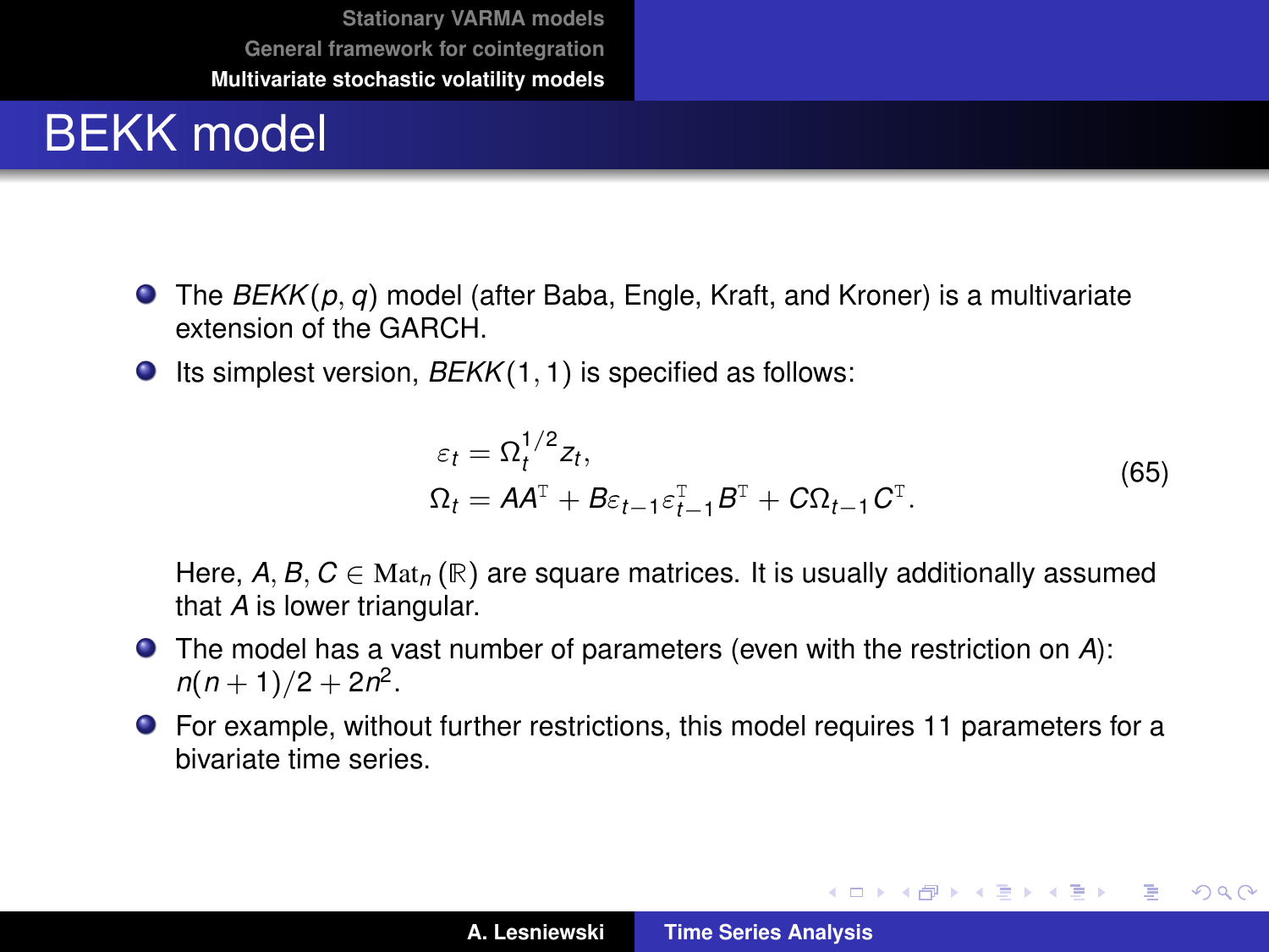# BEKK model

- The *BEKK*$(p, q)$ model (after Baba, Engle, Kraft, and Kroner) is a multivariate extension of the GARCH.
- Its simplest version, *BEKK*$(1, 1)$ is specified as follows:

$$
\begin{aligned}
\varepsilon_t &= \Omega_t^{1/2} z_t, \\
\Omega_t &= AA^{\mathrm{T}} + B\varepsilon_{t-1}\varepsilon_{t-1}^{\mathrm{T}} B^{\mathrm{T}} + C\Omega_{t-1} C^{\mathrm{T}}.
\end{aligned}
\tag{65}
$$

  Here, $A, B, C \in \mathrm{Mat}_n(\mathbb{R})$ are square matrices. It is usually additionally assumed that $A$ is lower triangular.
- The model has a vast number of parameters (even with the restriction on $A$): $n(n+1)/2 + 2n^2$.
- For example, without further restrictions, this model requires 11 parameters for a bivariate time series.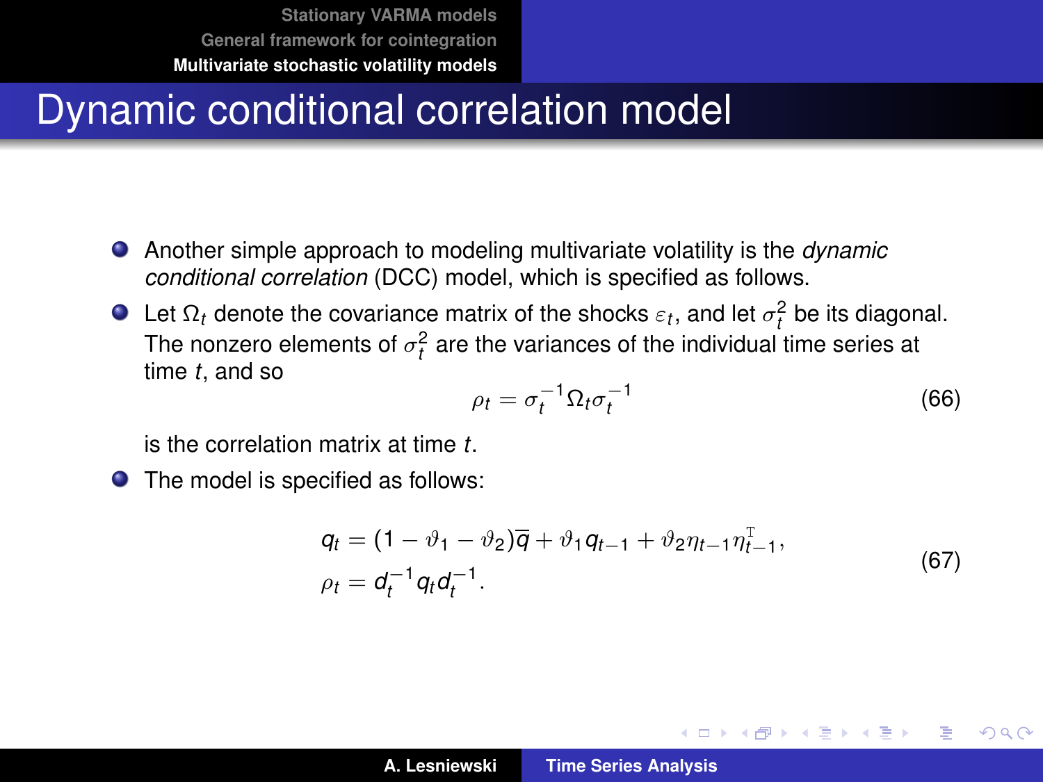# Dynamic conditional correlation model

- Another simple approach to modeling multivariate volatility is the *dynamic conditional correlation* (DCC) model, which is specified as follows.
- Let $\Omega_t$ denote the covariance matrix of the shocks $\varepsilon_t$, and let $\sigma_t^2$ be its diagonal. The nonzero elements of $\sigma_t^2$ are the variances of the individual time series at time $t$, and so

$$\rho_t = \sigma_t^{-1} \Omega_t \sigma_t^{-1} \tag{66}$$

  is the correlation matrix at time $t$.
- The model is specified as follows:

$$\begin{aligned} q_t &= (1 - \vartheta_1 - \vartheta_2)\overline{q} + \vartheta_1 q_{t-1} + \vartheta_2 \eta_{t-1} \eta_{t-1}^{\mathrm{T}}, \\ \rho_t &= d_t^{-1} q_t d_t^{-1}. \end{aligned} \tag{67}$$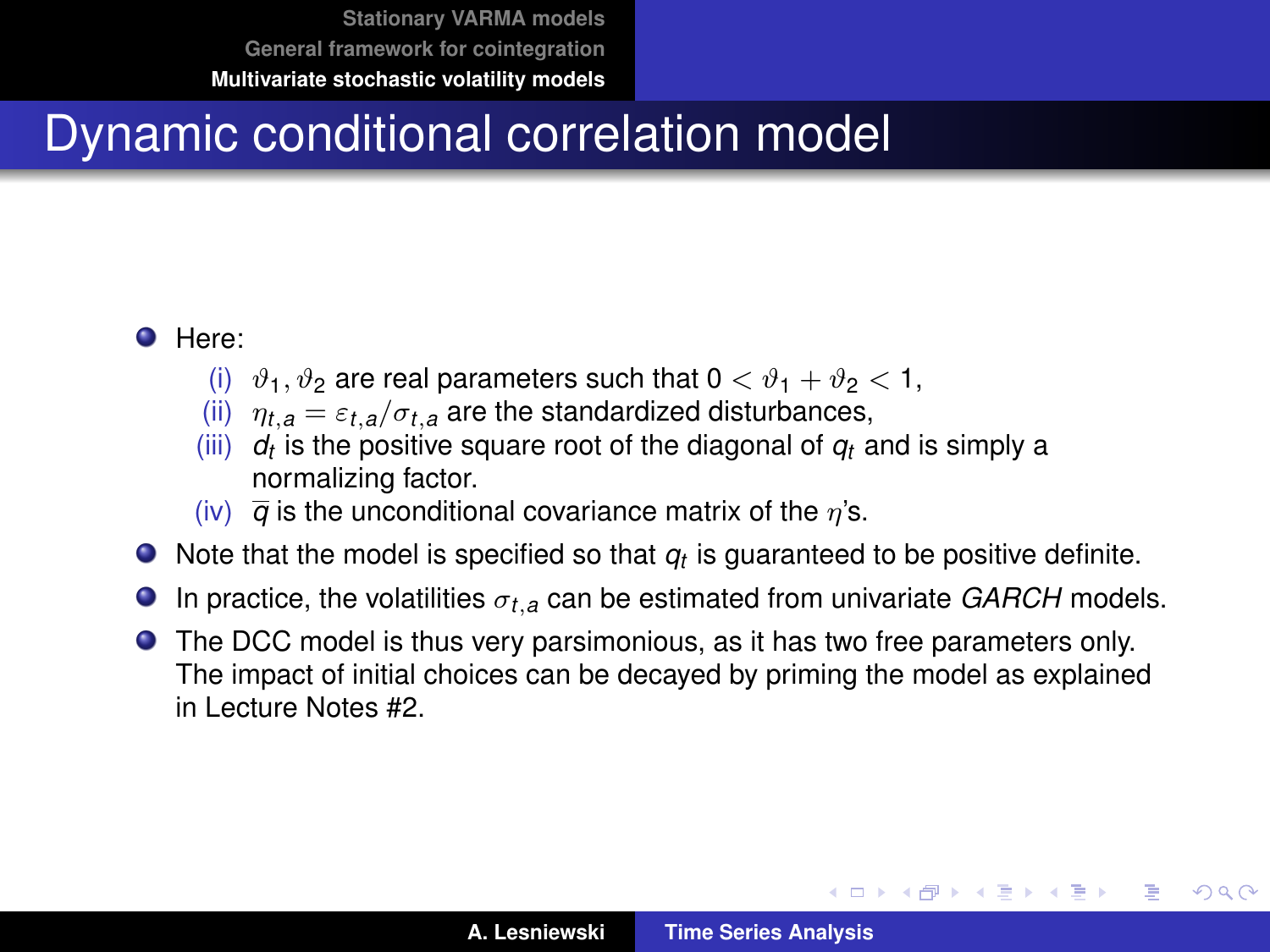# Dynamic conditional correlation model

- Here:
  - (i) $\vartheta_1, \vartheta_2$ are real parameters such that $0 < \vartheta_1 + \vartheta_2 < 1$,
  - (ii) $\eta_{t,a} = \varepsilon_{t,a}/\sigma_{t,a}$ are the standardized disturbances,
  - (iii) $d_t$ is the positive square root of the diagonal of $q_t$ and is simply a normalizing factor.
  - (iv) $\overline{q}$ is the unconditional covariance matrix of the $\eta$'s.
- Note that the model is specified so that $q_t$ is guaranteed to be positive definite.
- In practice, the volatilities $\sigma_{t,a}$ can be estimated from univariate *GARCH* models.
- The DCC model is thus very parsimonious, as it has two free parameters only. The impact of initial choices can be decayed by priming the model as explained in Lecture Notes #2.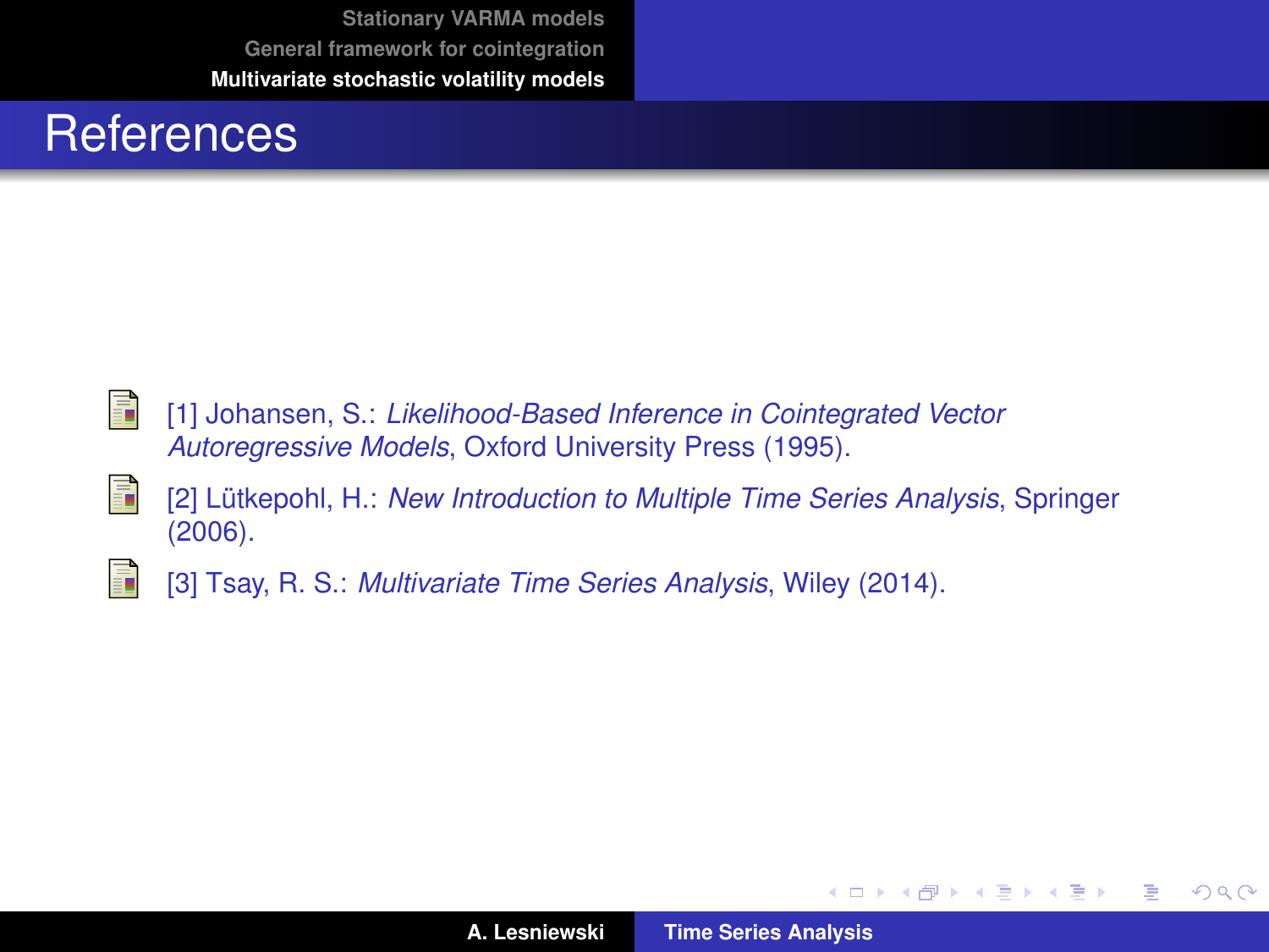# References

[1] Johansen, S.: *Likelihood-Based Inference in Cointegrated Vector Autoregressive Models*, Oxford University Press (1995).

[2] Lütkepohl, H.: *New Introduction to Multiple Time Series Analysis*, Springer (2006).

[3] Tsay, R. S.: *Multivariate Time Series Analysis*, Wiley (2014).